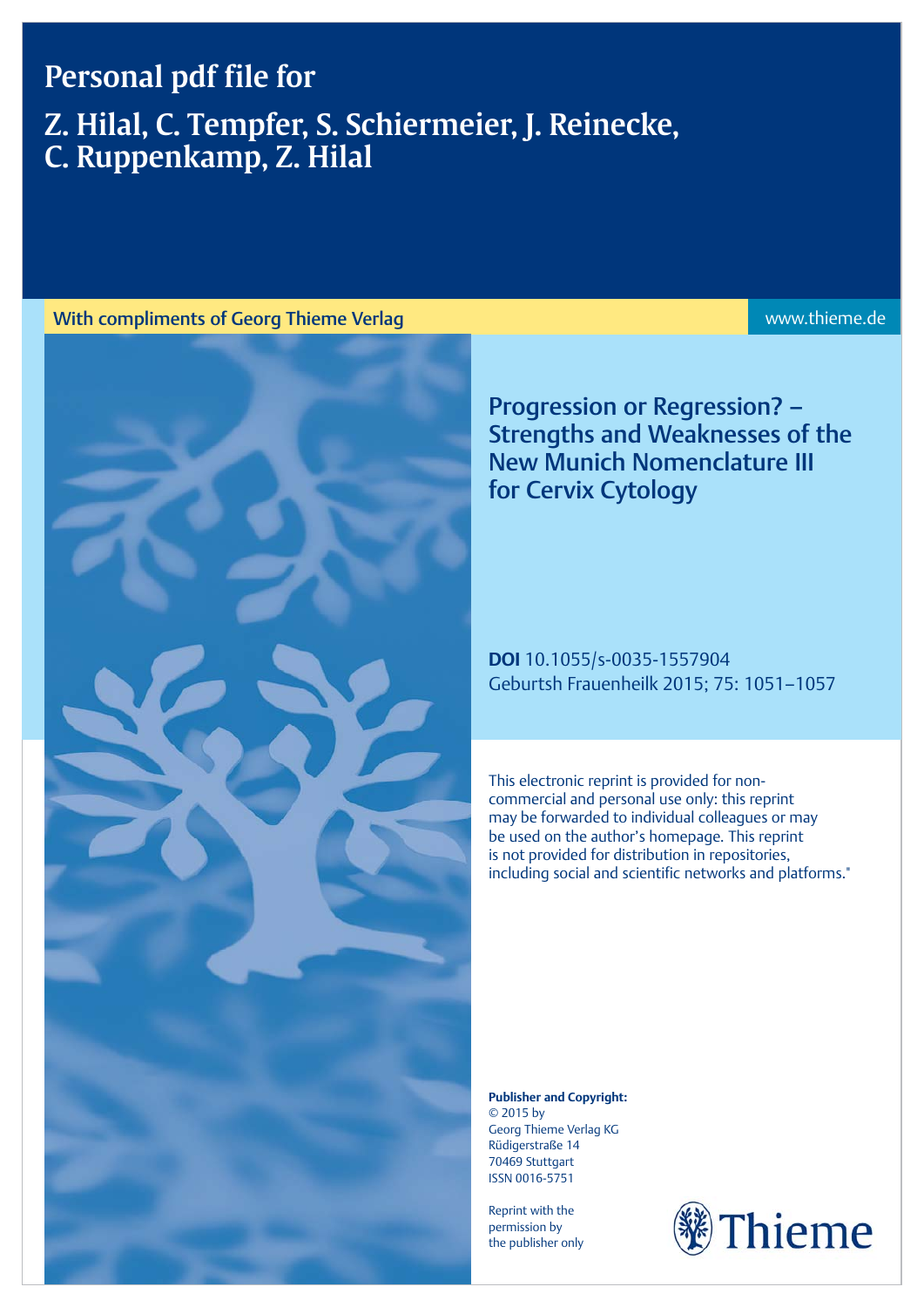# Personal pdf file for

# Z. Hilal, C. Tempfer, S. Schiermeier, J. Reinecke, C. Ruppenkamp, Z. Hilal

With compliments of Georg Thieme Verlag

www.thieme.de

## Progression or Regression? – Strengths and Weaknesses of the New Munich Nomenclature III for Cervix Cytology

**DOI** 10.1055/s-0035-1557904
Geburtsh Frauenheilk 2015; 75: 1051–1057

This electronic reprint is provided for non-commercial and personal use only: this reprint may be forwarded to individual colleagues or may be used on the author's homepage. This reprint is not provided for distribution in repositories, including social and scientific networks and platforms."

**Publisher and Copyright:**
© 2015 by
Georg Thieme Verlag KG
Rüdigerstraße 14
70469 Stuttgart
ISSN 0016-5751

Reprint with the permission by the publisher only

Thieme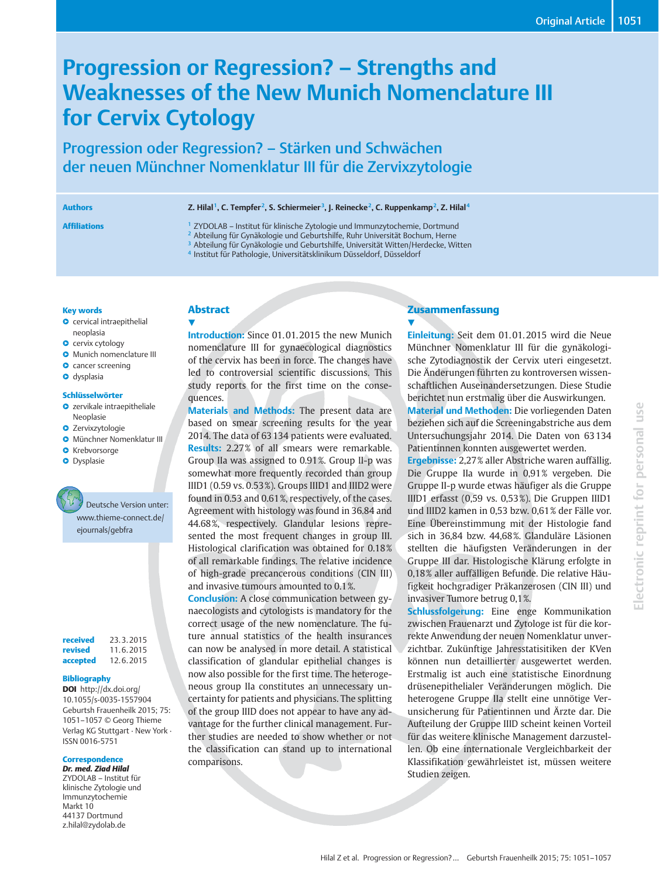# Progression or Regression? – Strengths and Weaknesses of the New Munich Nomenclature III for Cervix Cytology

## Progression oder Regression? – Stärken und Schwächen der neuen Münchner Nomenklatur III für die Zervixzytologie

**Authors**

Z. Hilal[1], C. Tempfer[2], S. Schiermeier[3], J. Reinecke[2], C. Ruppenkamp[2], Z. Hilal[4]

**Affiliations**

[1] ZYDOLAB – Institut für klinische Zytologie und Immunzytochemie, Dortmund
[2] Abteilung für Gynäkologie und Geburtshilfe, Ruhr Universität Bochum, Herne
[3] Abteilung für Gynäkologie und Geburtshilfe, Universität Witten/Herdecke, Witten
[4] Institut für Pathologie, Universitätsklinikum Düsseldorf, Düsseldorf

**Key words**

- cervical intraepithelial neoplasia
- cervix cytology
- Munich nomenclature III
- cancer screening
- dysplasia

**Schlüsselwörter**

- zervikale intraepitheliale Neoplasie
- Zervixzytologie
- Münchner Nomenklatur III
- Krebsvorsorge
- Dysplasie

Deutsche Version unter: www.thieme-connect.de/ejournals/gebfra

**received** 23.3.2015
**revised** 11.6.2015
**accepted** 12.6.2015

**Bibliography**

**DOI** http://dx.doi.org/10.1055/s-0035-1557904
Geburtsh Frauenheilk 2015; 75: 1051–1057 © Georg Thieme Verlag KG Stuttgart · New York · ISSN 0016-5751

**Correspondence**

***Dr. med. Ziad Hilal***
ZYDOLAB – Institut für klinische Zytologie und Immunzytochemie
Markt 10
44137 Dortmund
z.hilal@zydolab.de

## Abstract

**Introduction:** Since 01.01.2015 the new Munich nomenclature III for gynaecological diagnostics of the cervix has been in force. The changes have led to controversial scientific discussions. This study reports for the first time on the consequences.
**Materials and Methods:** The present data are based on smear screening results for the year 2014. The data of 63 134 patients were evaluated.
**Results:** 2.27% of all smears were remarkable. Group IIa was assigned to 0.91%. Group II-p was somewhat more frequently recorded than group IIID1 (0.59 vs. 0.53%). Groups IIID1 and IIID2 were found in 0.53 and 0.61%, respectively, of the cases. Agreement with histology was found in 36.84 and 44.68%, respectively. Glandular lesions represented the most frequent changes in group III. Histological clarification was obtained for 0.18% of all remarkable findings. The relative incidence of high-grade precancerous conditions (CIN III) and invasive tumours amounted to 0.1%.
**Conclusion:** A close communication between gynaecologists and cytologists is mandatory for the correct usage of the new nomenclature. The future annual statistics of the health insurances can now be analysed in more detail. A statistical classification of glandular epithelial changes is now also possible for the first time. The heterogeneous group IIa constitutes an unnecessary uncertainty for patients and physicians. The splitting of the group IIID does not appear to have any advantage for the further clinical management. Further studies are needed to show whether or not the classification can stand up to international comparisons.

## Zusammenfassung

**Einleitung:** Seit dem 01.01.2015 wird die Neue Münchner Nomenklatur III für die gynäkologische Zytodiagnostik der Cervix uteri eingesetzt. Die Änderungen führten zu kontroversen wissenschaftlichen Auseinandersetzungen. Diese Studie berichtet nun erstmalig über die Auswirkungen.
**Material und Methoden:** Die vorliegenden Daten beziehen sich auf die Screeningabstriche aus dem Untersuchungsjahr 2014. Die Daten von 63 134 Patientinnen konnten ausgewertet werden.
**Ergebnisse:** 2,27% aller Abstriche waren auffällig. Die Gruppe IIa wurde in 0,91% vergeben. Die Gruppe II-p wurde etwas häufiger als die Gruppe IIID1 erfasst (0,59 vs. 0,53%). Die Gruppen IIID1 und IIID2 kamen in 0,53 bzw. 0,61% der Fälle vor. Eine Übereinstimmung mit der Histologie fand sich in 36,84 bzw. 44,68%. Glanduläre Läsionen stellten die häufigsten Veränderungen in der Gruppe III dar. Histologische Klärung erfolgte in 0,18% aller auffälligen Befunde. Die relative Häufigkeit hochgradiger Präkanzerosen (CIN III) und invasiver Tumore betrug 0,1%.
**Schlussfolgerung:** Eine enge Kommunikation zwischen Frauenarzt und Zytologe ist für die korrekte Anwendung der neuen Nomenklatur unverzichtbar. Zukünftige Jahresstatisitiken der KVen können nun detaillierter ausgewertet werden. Erstmalig ist auch eine statistische Einordnung drüsenepithelialer Veränderungen möglich. Die heterogene Gruppe IIa stellt eine unnötige Verunsicherung für Patientinnen und Ärzte dar. Die Aufteilung der Gruppe IIID scheint keinen Vorteil für das weitere klinische Management darzustellen. Ob eine internationale Vergleichbarkeit der Klassifikation gewährleistet ist, müssen weitere Studien zeigen.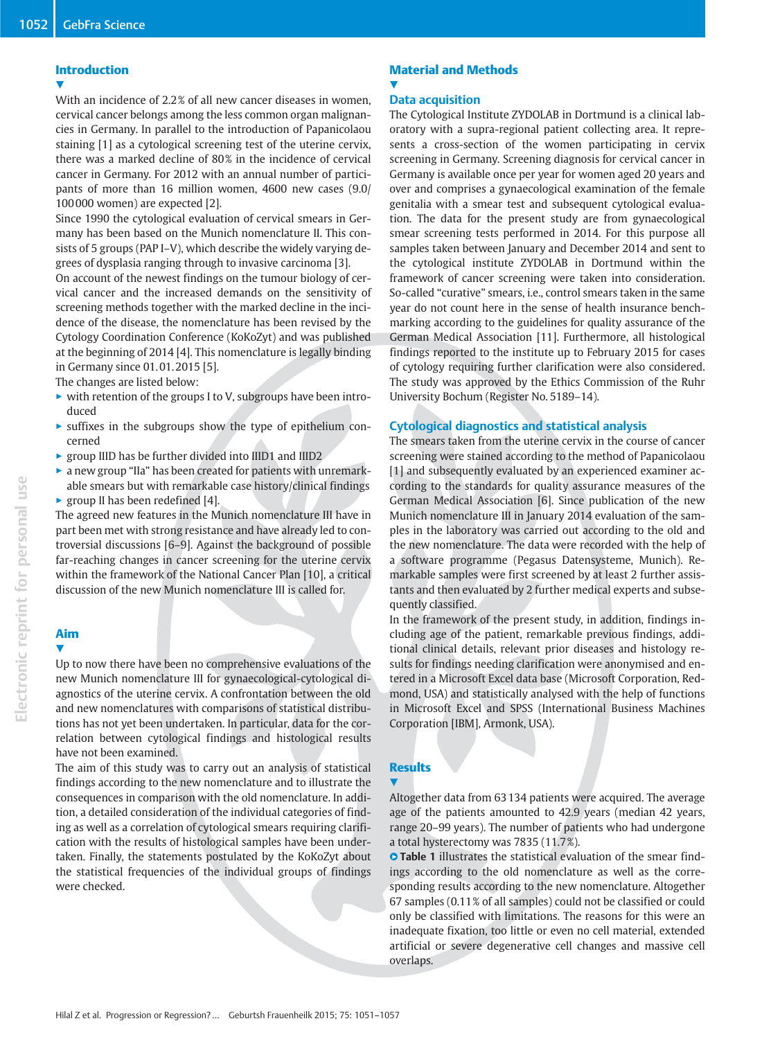## Introduction

With an incidence of 2.2% of all new cancer diseases in women, cervical cancer belongs among the less common organ malignancies in Germany. In parallel to the introduction of Papanicolaou staining [1] as a cytological screening test of the uterine cervix, there was a marked decline of 80% in the incidence of cervical cancer in Germany. For 2012 with an annual number of participants of more than 16 million women, 4600 new cases (9.0/100000 women) are expected [2].

Since 1990 the cytological evaluation of cervical smears in Germany has been based on the Munich nomenclature II. This consists of 5 groups (PAP I–V), which describe the widely varying degrees of dysplasia ranging through to invasive carcinoma [3].

On account of the newest findings on the tumour biology of cervical cancer and the increased demands on the sensitivity of screening methods together with the marked decline in the incidence of the disease, the nomenclature has been revised by the Cytology Coordination Conference (KoKoZyt) and was published at the beginning of 2014 [4]. This nomenclature is legally binding in Germany since 01.01.2015 [5].

The changes are listed below:

- with retention of the groups I to V, subgroups have been introduced
- suffixes in the subgroups show the type of epithelium concerned
- group IIID has be further divided into IIID1 and IIID2
- a new group "IIa" has been created for patients with unremarkable smears but with remarkable case history/clinical findings
- group II has been redefined [4].

The agreed new features in the Munich nomenclature III have in part been met with strong resistance and have already led to controversial discussions [6–9]. Against the background of possible far-reaching changes in cancer screening for the uterine cervix within the framework of the National Cancer Plan [10], a critical discussion of the new Munich nomenclature III is called for.

## Aim

Up to now there have been no comprehensive evaluations of the new Munich nomenclature III for gynaecological-cytological diagnostics of the uterine cervix. A confrontation between the old and new nomenclatures with comparisons of statistical distributions has not yet been undertaken. In particular, data for the correlation between cytological findings and histological results have not been examined.

The aim of this study was to carry out an analysis of statistical findings according to the new nomenclature and to illustrate the consequences in comparison with the old nomenclature. In addition, a detailed consideration of the individual categories of finding as well as a correlation of cytological smears requiring clarification with the results of histological samples have been undertaken. Finally, the statements postulated by the KoKoZyt about the statistical frequencies of the individual groups of findings were checked.

## Material and Methods

### Data acquisition

The Cytological Institute ZYDOLAB in Dortmund is a clinical laboratory with a supra-regional patient collecting area. It represents a cross-section of the women participating in cervix screening in Germany. Screening diagnosis for cervical cancer in Germany is available once per year for women aged 20 years and over and comprises a gynaecological examination of the female genitalia with a smear test and subsequent cytological evaluation. The data for the present study are from gynaecological smear screening tests performed in 2014. For this purpose all samples taken between January and December 2014 and sent to the cytological institute ZYDOLAB in Dortmund within the framework of cancer screening were taken into consideration. So-called "curative" smears, i.e., control smears taken in the same year do not count here in the sense of health insurance benchmarking according to the guidelines for quality assurance of the German Medical Association [11]. Furthermore, all histological findings reported to the institute up to February 2015 for cases of cytology requiring further clarification were also considered. The study was approved by the Ethics Commission of the Ruhr University Bochum (Register No. 5189–14).

### Cytological diagnostics and statistical analysis

The smears taken from the uterine cervix in the course of cancer screening were stained according to the method of Papanicolaou [1] and subsequently evaluated by an experienced examiner according to the standards for quality assurance measures of the German Medical Association [6]. Since publication of the new Munich nomenclature III in January 2014 evaluation of the samples in the laboratory was carried out according to the old and the new nomenclature. The data were recorded with the help of a software programme (Pegasus Datensysteme, Munich). Remarkable samples were first screened by at least 2 further assistants and then evaluated by 2 further medical experts and subsequently classified.

In the framework of the present study, in addition, findings including age of the patient, remarkable previous findings, additional clinical details, relevant prior diseases and histology results for findings needing clarification were anonymised and entered in a Microsoft Excel data base (Microsoft Corporation, Redmond, USA) and statistically analysed with the help of functions in Microsoft Excel and SPSS (International Business Machines Corporation [IBM], Armonk, USA).

## Results

Altogether data from 63134 patients were acquired. The average age of the patients amounted to 42.9 years (median 42 years, range 20–99 years). The number of patients who had undergone a total hysterectomy was 7835 (11.7%).

**Table 1** illustrates the statistical evaluation of the smear findings according to the old nomenclature as well as the corresponding results according to the new nomenclature. Altogether 67 samples (0.11% of all samples) could not be classified or could only be classified with limitations. The reasons for this were an inadequate fixation, too little or even no cell material, extended artificial or severe degenerative cell changes and massive cell overlaps.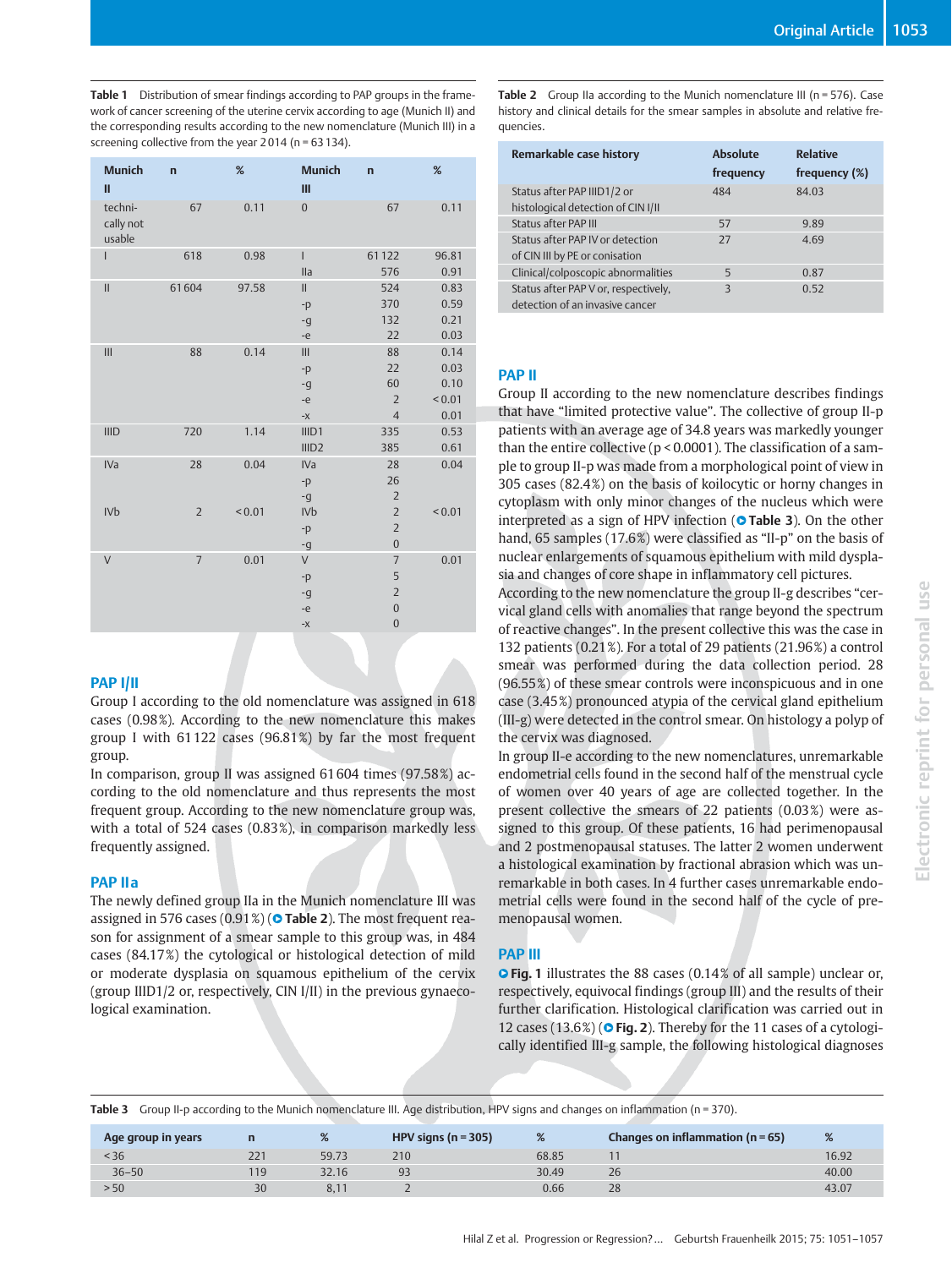**Table 1** Distribution of smear findings according to PAP groups in the framework of cancer screening of the uterine cervix according to age (Munich II) and the corresponding results according to the new nomenclature (Munich III) in a screening collective from the year 2014 (n = 63 134).

| Munich II | n | % | Munich III | n | % |
|---|---|---|---|---|---|
| technically not usable | 67 | 0.11 | 0 | 67 | 0.11 |
| I | 618 | 0.98 | I | 61 122 | 96.81 |
| | | | IIa | 576 | 0.91 |
| II | 61 604 | 97.58 | II | 524 | 0.83 |
| | | | -p | 370 | 0.59 |
| | | | -g | 132 | 0.21 |
| | | | -e | 22 | 0.03 |
| III | 88 | 0.14 | III | 88 | 0.14 |
| | | | -p | 22 | 0.03 |
| | | | -g | 60 | 0.10 |
| | | | -e | 2 | < 0.01 |
| | | | -x | 4 | 0.01 |
| IIID | 720 | 1.14 | IIID1 | 335 | 0.53 |
| | | | IIID2 | 385 | 0.61 |
| IVa | 28 | 0.04 | IVa | 28 | 0.04 |
| | | | -p | 26 | |
| | | | -g | 2 | |
| IVb | 2 | < 0.01 | IVb | 2 | < 0.01 |
| | | | -p | 2 | |
| | | | -g | 0 | |
| V | 7 | 0.01 | V | 7 | 0.01 |
| | | | -p | 5 | |
| | | | -g | 2 | |
| | | | -e | 0 | |
| | | | -x | 0 | |

## PAP I/II

Group I according to the old nomenclature was assigned in 618 cases (0.98%). According to the new nomenclature this makes group I with 61 122 cases (96.81%) by far the most frequent group.

In comparison, group II was assigned 61 604 times (97.58%) according to the old nomenclature and thus represents the most frequent group. According to the new nomenclature group was, with a total of 524 cases (0.83%), in comparison markedly less frequently assigned.

## PAP IIa

The newly defined group IIa in the Munich nomenclature III was assigned in 576 cases (0.91%) (Table 2). The most frequent reason for assignment of a smear sample to this group was, in 484 cases (84.17%) the cytological or histological detection of mild or moderate dysplasia on squamous epithelium of the cervix (group IIID1/2 or, respectively, CIN I/II) in the previous gynaecological examination.

**Table 2** Group IIa according to the Munich nomenclature III (n = 576). Case history and clinical details for the smear samples in absolute and relative frequencies.

| Remarkable case history | Absolute frequency | Relative frequency (%) |
|---|---|---|
| Status after PAP IIID1/2 or histological detection of CIN I/II | 484 | 84.03 |
| Status after PAP III | 57 | 9.89 |
| Status after PAP IV or detection of CIN III by PE or conisation | 27 | 4.69 |
| Clinical/colposcopic abnormalities | 5 | 0.87 |
| Status after PAP V or, respectively, detection of an invasive cancer | 3 | 0.52 |

## PAP II

Group II according to the new nomenclature describes findings that have "limited protective value". The collective of group II-p patients with an average age of 34.8 years was markedly younger than the entire collective ($p < 0.0001$). The classification of a sample to group II-p was made from a morphological point of view in 305 cases (82.4%) on the basis of koilocytic or horny changes in cytoplasm with only minor changes of the nucleus which were interpreted as a sign of HPV infection (Table 3). On the other hand, 65 samples (17.6%) were classified as "II-p" on the basis of nuclear enlargements of squamous epithelium with mild dysplasia and changes of core shape in inflammatory cell pictures.

According to the new nomenclature the group II-g describes "cervical gland cells with anomalies that range beyond the spectrum of reactive changes". In the present collective this was the case in 132 patients (0.21%). For a total of 29 patients (21.96%) a control smear was performed during the data collection period. 28 (96.55%) of these smear controls were inconspicuous and in one case (3.45%) pronounced atypia of the cervical gland epithelium (III-g) were detected in the control smear. On histology a polyp of the cervix was diagnosed.

In group II-e according to the new nomenclatures, unremarkable endometrial cells found in the second half of the menstrual cycle of women over 40 years of age are collected together. In the present collective the smears of 22 patients (0.03%) were assigned to this group. Of these patients, 16 had perimenopausal and 2 postmenopausal statuses. The latter 2 women underwent a histological examination by fractional abrasion which was unremarkable in both cases. In 4 further cases unremarkable endometrial cells were found in the second half of the cycle of premenopausal women.

## PAP III

Fig. 1 illustrates the 88 cases (0.14% of all sample) unclear or, respectively, equivocal findings (group III) and the results of their further clarification. Histological clarification was carried out in 12 cases (13.6%) (Fig. 2). Thereby for the 11 cases of a cytologically identified III-g sample, the following histological diagnoses

**Table 3** Group II-p according to the Munich nomenclature III. Age distribution, HPV signs and changes on inflammation (n = 370).

| Age group in years | n | % | HPV signs (n = 305) | % | Changes on inflammation (n = 65) | % |
|---|---|---|---|---|---|---|
| < 36 | 221 | 59.73 | 210 | 68.85 | 11 | 16.92 |
| 36–50 | 119 | 32.16 | 93 | 30.49 | 26 | 40.00 |
| > 50 | 30 | 8,11 | 2 | 0.66 | 28 | 43.07 |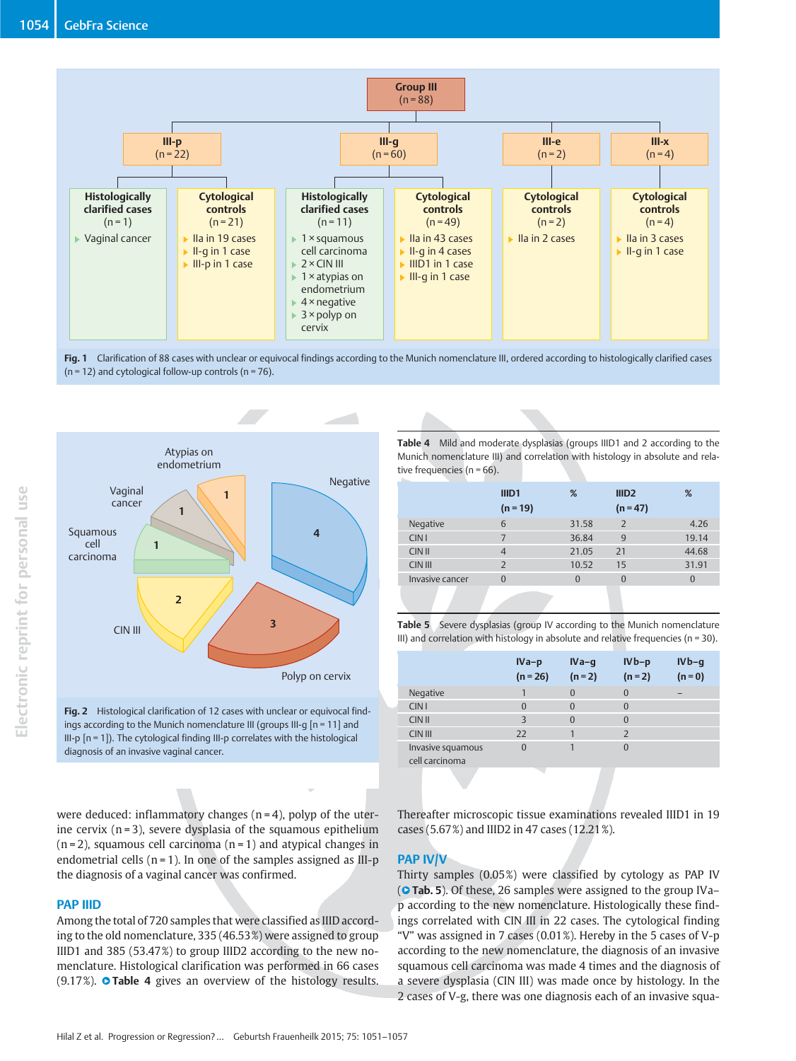**Group III** (n = 88)

- **III-p** (n = 22)
  - **Histologically clarified cases** (n = 1)
    - Vaginal cancer
  - **Cytological controls** (n = 21)
    - IIa in 19 cases
    - II-g in 1 case
    - III-p in 1 case
- **III-g** (n = 60)
  - **Histologically clarified cases** (n = 11)
    - 1 × squamous cell carcinoma
    - 2 × CIN III
    - 1 × atypias on endometrium
    - 4 × negative
    - 3 × polyp on cervix
  - **Cytological controls** (n = 49)
    - IIa in 43 cases
    - II-g in 4 cases
    - IIID1 in 1 case
    - III-g in 1 case
- **III-e** (n = 2)
  - **Cytological controls** (n = 2)
    - IIa in 2 cases
- **III-x** (n = 4)
  - **Cytological controls** (n = 4)
    - IIa in 3 cases
    - II-g in 1 case

**Fig. 1** Clarification of 88 cases with unclear or equivocal findings according to the Munich nomenclature III, ordered according to histologically clarified cases (n = 12) and cytological follow-up controls (n = 76).

Atypias on endometrium: 1; Vaginal cancer: 1; Squamous cell carcinoma: 1; CIN III: 2; Polyp on cervix: 3; Negative: 4

**Fig. 2** Histological clarification of 12 cases with unclear or equivocal findings according to the Munich nomenclature III (groups III-g [n = 11] and III-p [n = 1]). The cytological finding III-p correlates with the histological diagnosis of an invasive vaginal cancer.

**Table 4** Mild and moderate dysplasias (groups IIID1 and 2 according to the Munich nomenclature III) and correlation with histology in absolute and relative frequencies (n = 66).

| | IIID1 (n = 19) | % | IIID2 (n = 47) | % |
|---|---|---|---|---|
| Negative | 6 | 31.58 | 2 | 4.26 |
| CIN I | 7 | 36.84 | 9 | 19.14 |
| CIN II | 4 | 21.05 | 21 | 44.68 |
| CIN III | 2 | 10.52 | 15 | 31.91 |
| Invasive cancer | 0 | 0 | 0 | 0 |

**Table 5** Severe dysplasias (group IV according to the Munich nomenclature III) and correlation with histology in absolute and relative frequencies (n = 30).

| | IVa–p (n = 26) | IVa–g (n = 2) | IVb–p (n = 2) | IVb–g (n = 0) |
|---|---|---|---|---|
| Negative | 1 | 0 | 0 | – |
| CIN I | 0 | 0 | 0 | |
| CIN II | 3 | 0 | 0 | |
| CIN III | 22 | 1 | 2 | |
| Invasive squamous cell carcinoma | 0 | 1 | 0 | |

were deduced: inflammatory changes (n = 4), polyp of the uterine cervix (n = 3), severe dysplasia of the squamous epithelium (n = 2), squamous cell carcinoma (n = 1) and atypical changes in endometrial cells (n = 1). In one of the samples assigned as III-p the diagnosis of a vaginal cancer was confirmed.

## PAP IIID

Among the total of 720 samples that were classified as IIID according to the old nomenclature, 335 (46.53 %) were assigned to group IIID1 and 385 (53.47 %) to group IIID2 according to the new nomenclature. Histological clarification was performed in 66 cases (9.17 %). Table 4 gives an overview of the histology results. Thereafter microscopic tissue examinations revealed IIID1 in 19 cases (5.67 %) and IIID2 in 47 cases (12.21 %).

## PAP IV/V

Thirty samples (0.05 %) were classified by cytology as PAP IV (Tab. 5). Of these, 26 samples were assigned to the group IVa–p according to the new nomenclature. Histologically these findings correlated with CIN III in 22 cases. The cytological finding "V" was assigned in 7 cases (0.01 %). Hereby in the 5 cases of V-p according to the new nomenclature, the diagnosis of an invasive squamous cell carcinoma was made 4 times and the diagnosis of a severe dysplasia (CIN III) was made once by histology. In the 2 cases of V-g, there was one diagnosis each of an invasive squa-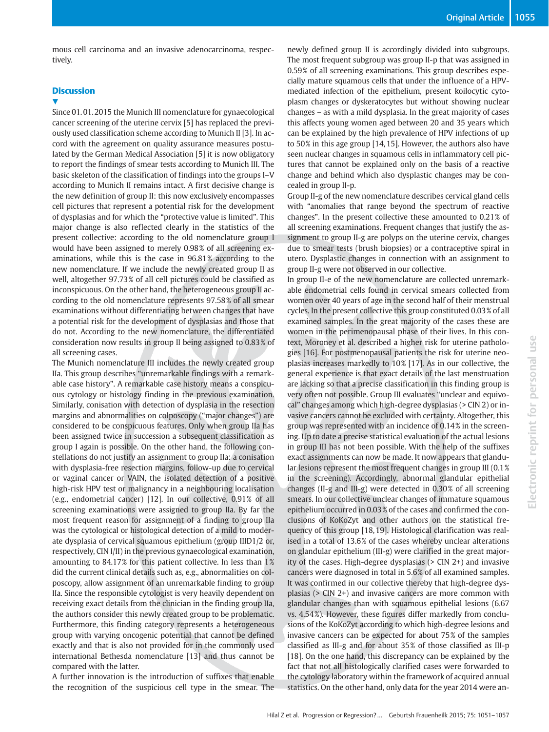mous cell carcinoma and an invasive adenocarcinoma, respectively.

## Discussion

Since 01.01.2015 the Munich III nomenclature for gynaecological cancer screening of the uterine cervix [5] has replaced the previously used classification scheme according to Munich II [3]. In accord with the agreement on quality assurance measures postulated by the German Medical Association [5] it is now obligatory to report the findings of smear tests according to Munich III. The basic skeleton of the classification of findings into the groups I–V according to Munich II remains intact. A first decisive change is the new definition of group II: this now exclusively encompasses cell pictures that represent a potential risk for the development of dysplasias and for which the "protective value is limited". This major change is also reflected clearly in the statistics of the present collective: according to the old nomenclature group I would have been assigned to merely 0.98% of all screening examinations, while this is the case in 96.81% according to the new nomenclature. If we include the newly created group II as well, altogether 97.73% of all cell pictures could be classified as inconspicuous. On the other hand, the heterogeneous group II according to the old nomenclature represents 97.58% of all smear examinations without differentiating between changes that have a potential risk for the development of dysplasias and those that do not. According to the new nomenclature, the differentiated consideration now results in group II being assigned to 0.83% of all screening cases.

The Munich nomenclature III includes the newly created group IIa. This group describes "unremarkable findings with a remarkable case history". A remarkable case history means a conspicuous cytology or histology finding in the previous examination. Similarly, conisation with detection of dysplasia in the resection margins and abnormalities on colposcopy ("major changes") are considered to be conspicuous features. Only when group IIa has been assigned twice in succession a subsequent classification as group I again is possible. On the other hand, the following constellations do not justify an assignment to group IIa: a conisation with dysplasia-free resection margins, follow-up due to cervical or vaginal cancer or VAIN, the isolated detection of a positive high-risk HPV test or malignancy in a neighbouring localisation (e.g., endometrial cancer) [12]. In our collective, 0.91% of all screening examinations were assigned to group IIa. By far the most frequent reason for assignment of a finding to group IIa was the cytological or histological detection of a mild to moderate dysplasia of cervical squamous epithelium (group IIID1/2 or, respectively, CIN I/II) in the previous gynaecological examination, amounting to 84.17% for this patient collective. In less than 1% did the current clinical details such as, e.g., abnormalities on colposcopy, allow assignment of an unremarkable finding to group IIa. Since the responsible cytologist is very heavily dependent on receiving exact details from the clinician in the finding group IIa, the authors consider this newly created group to be problematic. Furthermore, this finding category represents a heterogeneous group with varying oncogenic potential that cannot be defined exactly and that is also not provided for in the commonly used international Bethesda nomenclature [13] and thus cannot be compared with the latter.

A further innovation is the introduction of suffixes that enable the recognition of the suspicious cell type in the smear. The newly defined group II is accordingly divided into subgroups. The most frequent subgroup was group II-p that was assigned in 0.59% of all screening examinations. This group describes especially mature squamous cells that under the influence of a HPV-mediated infection of the epithelium, present koilocytic cytoplasm changes or dyskeratocytes but without showing nuclear changes – as with a mild dysplasia. In the great majority of cases this affects young women aged between 20 and 35 years which can be explained by the high prevalence of HPV infections of up to 50% in this age group [14,15]. However, the authors also have seen nuclear changes in squamous cells in inflammatory cell pictures that cannot be explained only on the basis of a reactive change and behind which also dysplastic changes may be concealed in group II-p.

Group II-g of the new nomenclature describes cervical gland cells with "anomalies that range beyond the spectrum of reactive changes". In the present collective these amounted to 0.21% of all screening examinations. Frequent changes that justify the assignment to group II-g are polyps on the uterine cervix, changes due to smear tests (brush biopsies) or a contraceptive spiral in utero. Dysplastic changes in connection with an assignment to group II-g were not observed in our collective.

In group II-e of the new nomenclature are collected unremarkable endometrial cells found in cervical smears collected from women over 40 years of age in the second half of their menstrual cycles. In the present collective this group constituted 0.03% of all examined samples. In the great majority of the cases these are women in the perimenopausal phase of their lives. In this context, Moroney et al. described a higher risk for uterine pathologies [16]. For postmenopausal patients the risk for uterine neoplasias increases markedly to 10% [17]. As in our collective, the general experience is that exact details of the last menstruation are lacking so that a precise classification in this finding group is very often not possible. Group III evaluates "unclear and equivocal" changes among which high-degree dysplasias (> CIN 2) or invasive cancers cannot be excluded with certainty. Altogether, this group was represented with an incidence of 0.14% in the screening. Up to date a precise statistical evaluation of the actual lesions in group III has not been possible. With the help of the suffixes exact assignments can now be made. It now appears that glandular lesions represent the most frequent changes in group III (0.1% in the screening). Accordingly, abnormal glandular epithelial changes (II-g and III-g) were detected in 0.30% of all screening smears. In our collective unclear changes of immature squamous epithelium occurred in 0.03% of the cases and confirmed the conclusions of KoKoZyt and other authors on the statistical frequency of this group [18,19]. Histological clarification was realised in a total of 13.6% of the cases whereby unclear alterations on glandular epithelium (III-g) were clarified in the great majority of the cases. High-degree dysplasias (> CIN 2+) and invasive cancers were diagnosed in total in 5.6% of all examined samples. It was confirmed in our collective thereby that high-degree dysplasias (> CIN 2+) and invasive cancers are more common with glandular changes than with squamous epithelial lesions (6.67 vs. 4.54%). However, these figures differ markedly from conclusions of the KoKoZyt according to which high-degree lesions and invasive cancers can be expected for about 75% of the samples classified as III-g and for about 35% of those classified as III-p [18]. On the one hand, this discrepancy can be explained by the fact that not all histologically clarified cases were forwarded to the cytology laboratory within the framework of acquired annual statistics. On the other hand, only data for the year 2014 were an-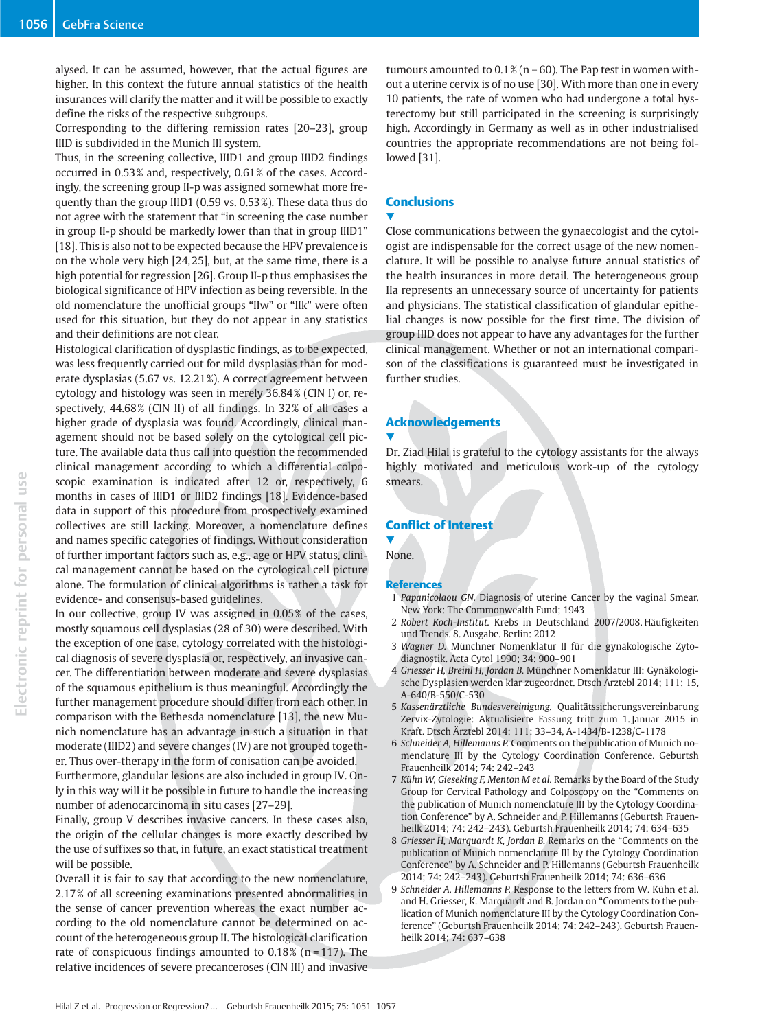alysed. It can be assumed, however, that the actual figures are higher. In this context the future annual statistics of the health insurances will clarify the matter and it will be possible to exactly define the risks of the respective subgroups.

Corresponding to the differing remission rates [20–23], group IIID is subdivided in the Munich III system.

Thus, in the screening collective, IIID1 and group IIID2 findings occurred in 0.53% and, respectively, 0.61% of the cases. Accordingly, the screening group II-p was assigned somewhat more frequently than the group IIID1 (0.59 vs. 0.53%). These data thus do not agree with the statement that "in screening the case number in group II-p should be markedly lower than that in group IIID1" [18]. This is also not to be expected because the HPV prevalence is on the whole very high [24,25], but, at the same time, there is a high potential for regression [26]. Group II-p thus emphasises the biological significance of HPV infection as being reversible. In the old nomenclature the unofficial groups "IIw" or "IIk" were often used for this situation, but they do not appear in any statistics and their definitions are not clear.

Histological clarification of dysplastic findings, as to be expected, was less frequently carried out for mild dysplasias than for moderate dysplasias (5.67 vs. 12.21%). A correct agreement between cytology and histology was seen in merely 36.84% (CIN I) or, respectively, 44.68% (CIN II) of all findings. In 32% of all cases a higher grade of dysplasia was found. Accordingly, clinical management should not be based solely on the cytological cell picture. The available data thus call into question the recommended clinical management according to which a differential colposcopic examination is indicated after 12 or, respectively, 6 months in cases of IIID1 or IIID2 findings [18]. Evidence-based data in support of this procedure from prospectively examined collectives are still lacking. Moreover, a nomenclature defines and names specific categories of findings. Without consideration of further important factors such as, e.g., age or HPV status, clinical management cannot be based on the cytological cell picture alone. The formulation of clinical algorithms is rather a task for evidence- and consensus-based guidelines.

In our collective, group IV was assigned in 0.05% of the cases, mostly squamous cell dysplasias (28 of 30) were described. With the exception of one case, cytology correlated with the histological diagnosis of severe dysplasia or, respectively, an invasive cancer. The differentiation between moderate and severe dysplasias of the squamous epithelium is thus meaningful. Accordingly the further management procedure should differ from each other. In comparison with the Bethesda nomenclature [13], the new Munich nomenclature has an advantage in such a situation in that moderate (IIID2) and severe changes (IV) are not grouped together. Thus over-therapy in the form of conisation can be avoided. Furthermore, glandular lesions are also included in group IV. Only in this way will it be possible in future to handle the increasing number of adenocarcinoma in situ cases [27–29].

Finally, group V describes invasive cancers. In these cases also, the origin of the cellular changes is more exactly described by the use of suffixes so that, in future, an exact statistical treatment will be possible.

Overall it is fair to say that according to the new nomenclature, 2.17% of all screening examinations presented abnormalities in the sense of cancer prevention whereas the exact number according to the old nomenclature cannot be determined on account of the heterogeneous group II. The histological clarification rate of conspicuous findings amounted to 0.18% (n = 117). The relative incidences of severe precanceroses (CIN III) and invasive tumours amounted to 0.1% (n = 60). The Pap test in women without a uterine cervix is of no use [30]. With more than one in every 10 patients, the rate of women who had undergone a total hysterectomy but still participated in the screening is surprisingly high. Accordingly in Germany as well as in other industrialised countries the appropriate recommendations are not being followed [31].

## Conclusions

Close communications between the gynaecologist and the cytologist are indispensable for the correct usage of the new nomenclature. It will be possible to analyse future annual statistics of the health insurances in more detail. The heterogeneous group IIa represents an unnecessary source of uncertainty for patients and physicians. The statistical classification of glandular epithelial changes is now possible for the first time. The division of group IIID does not appear to have any advantages for the further clinical management. Whether or not an international comparison of the classifications is guaranteed must be investigated in further studies.

## Acknowledgements

Dr. Ziad Hilal is grateful to the cytology assistants for the always highly motivated and meticulous work-up of the cytology smears.

## Conflict of Interest

None.

## References

1. *Papanicolaou GN.* Diagnosis of uterine Cancer by the vaginal Smear. New York: The Commonwealth Fund; 1943
2. *Robert Koch-Institut.* Krebs in Deutschland 2007/2008. Häufigkeiten und Trends. 8. Ausgabe. Berlin: 2012
3. *Wagner D.* Münchner Nomenklatur II für die gynäkologische Zytodiagnostik. Acta Cytol 1990; 34: 900–901
4. *Griesser H, Breinl H, Jordan B.* Münchner Nomenklatur III: Gynäkologische Dysplasien werden klar zugeordnet. Dtsch Ärztebl 2014; 111: 15, A-640/B-550/C-530
5. *Kassenärztliche Bundesvereinigung.* Qualitätssicherungsvereinbarung Zervix-Zytologie: Aktualisierte Fassung tritt zum 1. Januar 2015 in Kraft. Dtsch Ärztebl 2014; 111: 33–34, A-1434/B-1238/C-1178
6. *Schneider A, Hillemanns P.* Comments on the publication of Munich nomenclature III by the Cytology Coordination Conference. Geburtsh Frauenheilk 2014; 74: 242–243
7. *Kühn W, Gieseking F, Menton M et al.* Remarks by the Board of the Study Group for Cervical Pathology and Colposcopy on the "Comments on the publication of Munich nomenclature III by the Cytology Coordination Conference" by A. Schneider and P. Hillemanns (Geburtsh Frauenheilk 2014; 74: 242–243). Geburtsh Frauenheilk 2014; 74: 634–635
8. *Griesser H, Marquardt K, Jordan B.* Remarks on the "Comments on the publication of Munich nomenclature III by the Cytology Coordination Conference" by A. Schneider and P. Hillemanns (Geburtsh Frauenheilk 2014; 74: 242–243). Geburtsh Frauenheilk 2014; 74: 636–636
9. *Schneider A, Hillemanns P.* Response to the letters from W. Kühn et al. and H. Griesser, K. Marquardt and B. Jordan on "Comments to the publication of Munich nomenclature III by the Cytology Coordination Conference" (Geburtsh Frauenheilk 2014; 74: 242–243). Geburtsh Frauenheilk 2014; 74: 637–638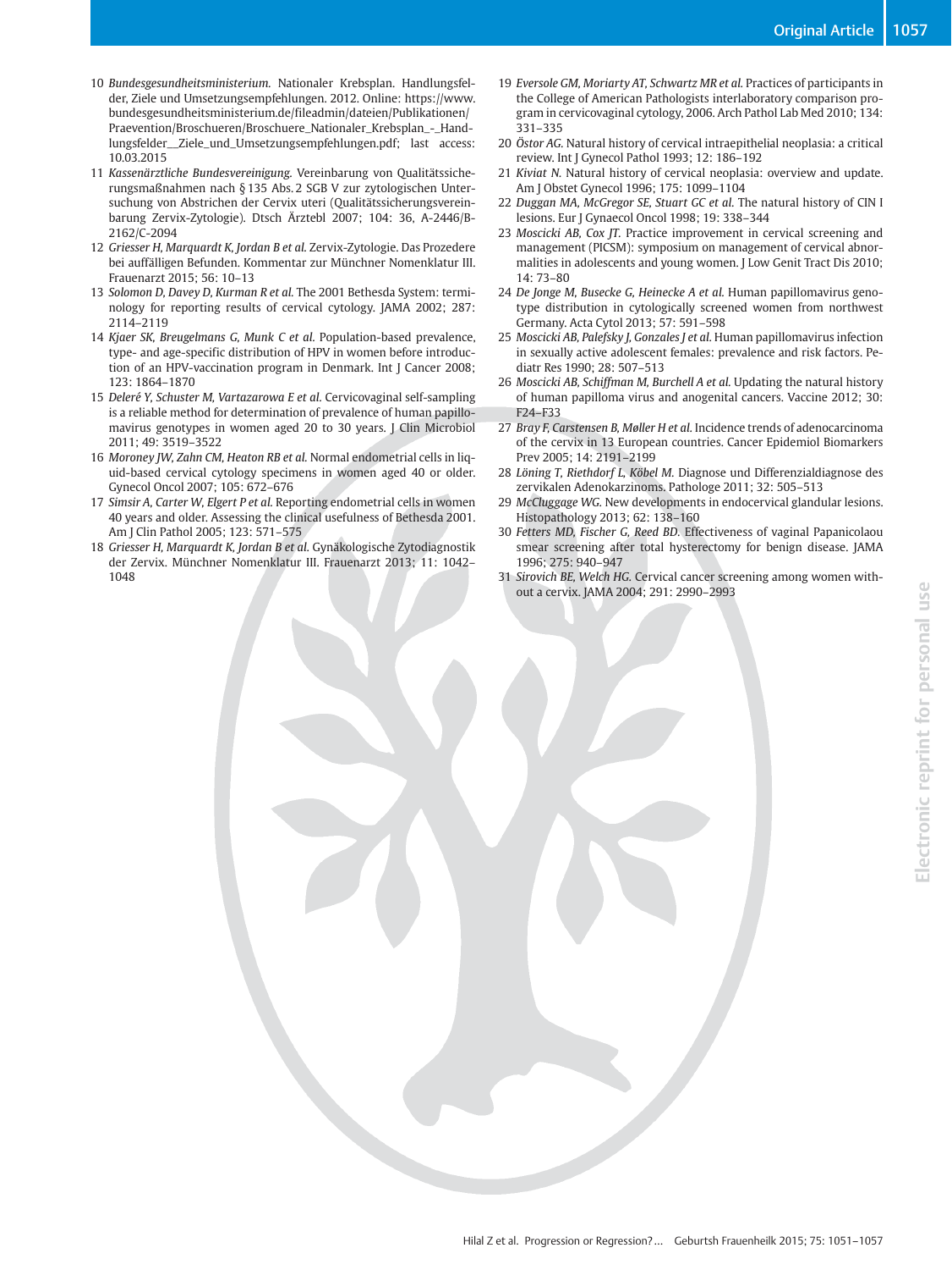10 *Bundesgesundheitsministerium.* Nationaler Krebsplan. Handlungsfelder, Ziele und Umsetzungsempfehlungen. 2012. Online: https://www.bundesgesundheitsministerium.de/fileadmin/dateien/Publikationen/Praevention/Broschueren/Broschuere_Nationaler_Krebsplan_-_Handlungsfelder__Ziele_und_Umsetzungsempfehlungen.pdf; last access: 10.03.2015

11 *Kassenärztliche Bundesvereinigung.* Vereinbarung von Qualitätssicherungsmaßnahmen nach § 135 Abs. 2 SGB V zur zytologischen Untersuchung von Abstrichen der Cervix uteri (Qualitätssicherungsvereinbarung Zervix-Zytologie). Dtsch Ärztebl 2007; 104: 36, A-2446/B-2162/C-2094

12 *Griesser H, Marquardt K, Jordan B et al.* Zervix-Zytologie. Das Prozedere bei auffälligen Befunden. Kommentar zur Münchner Nomenklatur III. Frauenarzt 2015; 56: 10–13

13 *Solomon D, Davey D, Kurman R et al.* The 2001 Bethesda System: terminology for reporting results of cervical cytology. JAMA 2002; 287: 2114–2119

14 *Kjaer SK, Breugelmans G, Munk C et al.* Population-based prevalence, type- and age-specific distribution of HPV in women before introduction of an HPV-vaccination program in Denmark. Int J Cancer 2008; 123: 1864–1870

15 *Deleré Y, Schuster M, Vartazarowa E et al.* Cervicovaginal self-sampling is a reliable method for determination of prevalence of human papillomavirus genotypes in women aged 20 to 30 years. J Clin Microbiol 2011; 49: 3519–3522

16 *Moroney JW, Zahn CM, Heaton RB et al.* Normal endometrial cells in liquid-based cervical cytology specimens in women aged 40 or older. Gynecol Oncol 2007; 105: 672–676

17 *Simsir A, Carter W, Elgert P et al.* Reporting endometrial cells in women 40 years and older. Assessing the clinical usefulness of Bethesda 2001. Am J Clin Pathol 2005; 123: 571–575

18 *Griesser H, Marquardt K, Jordan B et al.* Gynäkologische Zytodiagnostik der Zervix. Münchner Nomenklatur III. Frauenarzt 2013; 11: 1042–1048

19 *Eversole GM, Moriarty AT, Schwartz MR et al.* Practices of participants in the College of American Pathologists interlaboratory comparison program in cervicovaginal cytology, 2006. Arch Pathol Lab Med 2010; 134: 331–335

20 *Östor AG.* Natural history of cervical intraepithelial neoplasia: a critical review. Int J Gynecol Pathol 1993; 12: 186–192

21 *Kiviat N.* Natural history of cervical neoplasia: overview and update. Am J Obstet Gynecol 1996; 175: 1099–1104

22 *Duggan MA, McGregor SE, Stuart GC et al.* The natural history of CIN I lesions. Eur J Gynaecol Oncol 1998; 19: 338–344

23 *Moscicki AB, Cox JT.* Practice improvement in cervical screening and management (PICSM): symposium on management of cervical abnormalities in adolescents and young women. J Low Genit Tract Dis 2010; 14: 73–80

24 *De Jonge M, Busecke G, Heinecke A et al.* Human papillomavirus genotype distribution in cytologically screened women from northwest Germany. Acta Cytol 2013; 57: 591–598

25 *Moscicki AB, Palefsky J, Gonzales J et al.* Human papillomavirus infection in sexually active adolescent females: prevalence and risk factors. Pediatr Res 1990; 28: 507–513

26 *Moscicki AB, Schiffman M, Burchell A et al.* Updating the natural history of human papilloma virus and anogenital cancers. Vaccine 2012; 30: F24–F33

27 *Bray F, Carstensen B, Møller H et al.* Incidence trends of adenocarcinoma of the cervix in 13 European countries. Cancer Epidemiol Biomarkers Prev 2005; 14: 2191–2199

28 *Löning T, Riethdorf L, Köbel M.* Diagnose und Differenzialdiagnose des zervikalen Adenokarzinoms. Pathologe 2011; 32: 505–513

29 *McCluggage WG.* New developments in endocervical glandular lesions. Histopathology 2013; 62: 138–160

30 *Fetters MD, Fischer G, Reed BD.* Effectiveness of vaginal Papanicolaou smear screening after total hysterectomy for benign disease. JAMA 1996; 275: 940–947

31 *Sirovich BE, Welch HG.* Cervical cancer screening among women without a cervix. JAMA 2004; 291: 2990–2993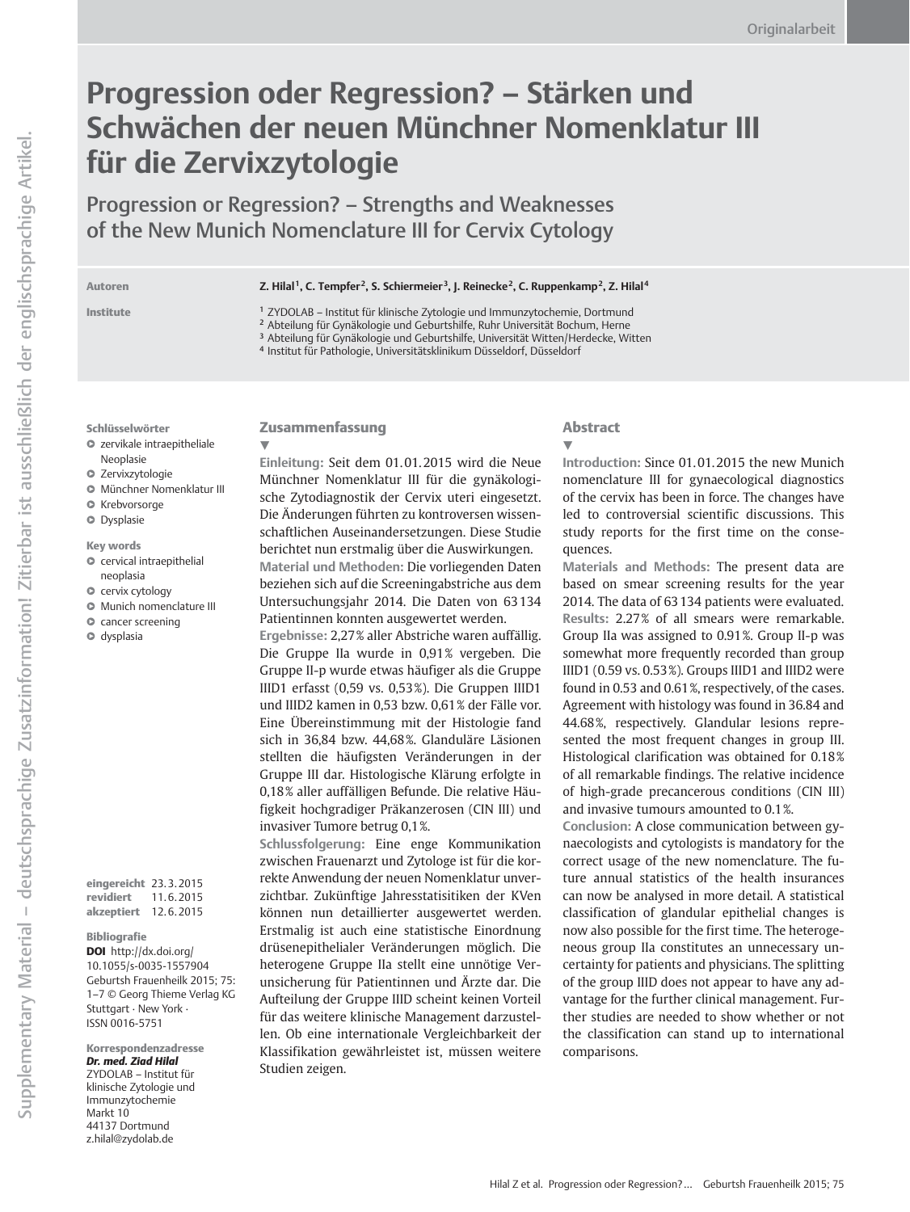Originalarbeit

# Progression oder Regression? – Stärken und Schwächen der neuen Münchner Nomenklatur III für die Zervixzytologie

## Progression or Regression? – Strengths and Weaknesses of the New Munich Nomenclature III for Cervix Cytology

**Autoren** Z. Hilal[1], C. Tempfer[2], S. Schiermeier[3], J. Reinecke[2], C. Ruppenkamp[2], Z. Hilal[4]

**Institute**
[1] ZYDOLAB – Institut für klinische Zytologie und Immunzytochemie, Dortmund
[2] Abteilung für Gynäkologie und Geburtshilfe, Ruhr Universität Bochum, Herne
[3] Abteilung für Gynäkologie und Geburtshilfe, Universität Witten/Herdecke, Witten
[4] Institut für Pathologie, Universitätsklinikum Düsseldorf, Düsseldorf

**Schlüsselwörter**
- zervikale intraepitheliale Neoplasie
- Zervixzytologie
- Münchner Nomenklatur III
- Krebsvorsorge
- Dysplasie

**Key words**
- cervical intraepithelial neoplasia
- cervix cytology
- Munich nomenclature III
- cancer screening
- dysplasia

**eingereicht** 23.3.2015
**revidiert** 11.6.2015
**akzeptiert** 12.6.2015

**Bibliografie**
**DOI** http://dx.doi.org/10.1055/s-0035-1557904
Geburtsh Frauenheilk 2015; 75: 1–7 © Georg Thieme Verlag KG Stuttgart · New York · ISSN 0016-5751

**Korrespondenzadresse**
***Dr. med. Ziad Hilal***
ZYDOLAB – Institut für klinische Zytologie und Immunzytochemie
Markt 10
44137 Dortmund
z.hilal@zydolab.de

### Zusammenfassung

**Einleitung:** Seit dem 01.01.2015 wird die Neue Münchner Nomenklatur III für die gynäkologische Zytodiagnostik der Cervix uteri eingesetzt. Die Änderungen führten zu kontroversen wissenschaftlichen Auseinandersetzungen. Diese Studie berichtet nun erstmalig über die Auswirkungen.
**Material und Methoden:** Die vorliegenden Daten beziehen sich auf die Screeningabstriche aus dem Untersuchungsjahr 2014. Die Daten von 63 134 Patientinnen konnten ausgewertet werden.
**Ergebnisse:** 2,27% aller Abstriche waren auffällig. Die Gruppe IIa wurde in 0,91% vergeben. Die Gruppe II-p wurde etwas häufiger als die Gruppe IIID1 erfasst (0,59 vs. 0,53%). Die Gruppen IIID1 und IIID2 kamen in 0,53 bzw. 0,61% der Fälle vor. Eine Übereinstimmung mit der Histologie fand sich in 36,84 bzw. 44,68%. Glanduläre Läsionen stellten die häufigsten Veränderungen in der Gruppe III dar. Histologische Klärung erfolgte in 0,18% aller auffälligen Befunde. Die relative Häufigkeit hochgradiger Präkanzerosen (CIN III) und invasiver Tumore betrug 0,1%.
**Schlussfolgerung:** Eine enge Kommunikation zwischen Frauenarzt und Zytologe ist für die korrekte Anwendung der neuen Nomenklatur unverzichtbar. Zukünftige Jahresstatisitiken der KVen können nun detaillierter ausgewertet werden. Erstmalig ist auch eine statistische Einordnung drüsenepithelialer Veränderungen möglich. Die heterogene Gruppe IIa stellt eine unnötige Verunsicherung für Patientinnen und Ärzte dar. Die Aufteilung der Gruppe IIID scheint keinen Vorteil für das weitere klinische Management darzustellen. Ob eine internationale Vergleichbarkeit der Klassifikation gewährleistet ist, müssen weitere Studien zeigen.

### Abstract

**Introduction:** Since 01.01.2015 the new Munich nomenclature III for gynaecological diagnostics of the cervix has been in force. The changes have led to controversial scientific discussions. This study reports for the first time on the consequences.
**Materials and Methods:** The present data are based on smear screening results for the year 2014. The data of 63 134 patients were evaluated.
**Results:** 2.27% of all smears were remarkable. Group IIa was assigned to 0.91%. Group II-p was somewhat more frequently recorded than group IIID1 (0.59 vs. 0.53%). Groups IIID1 and IIID2 were found in 0.53 and 0.61%, respectively, of the cases. Agreement with histology was found in 36.84 and 44.68%, respectively. Glandular lesions represented the most frequent changes in group III. Histological clarification was obtained for 0.18% of all remarkable findings. The relative incidence of high-grade precancerous conditions (CIN III) and invasive tumours amounted to 0.1%.
**Conclusion:** A close communication between gynaecologists and cytologists is mandatory for the correct usage of the new nomenclature. The future annual statistics of the health insurances can now be analysed in more detail. A statistical classification of glandular epithelial changes is now also possible for the first time. The heterogeneous group IIa constitutes an unnecessary uncertainty for patients and physicians. The splitting of the group IIID does not appear to have any advantage for the further clinical management. Further studies are needed to show whether or not the classification can stand up to international comparisons.

Supplementary Material – deutschsprachige Zusatzinformation! Zitierbar ist ausschließlich der englischsprachige Artikel.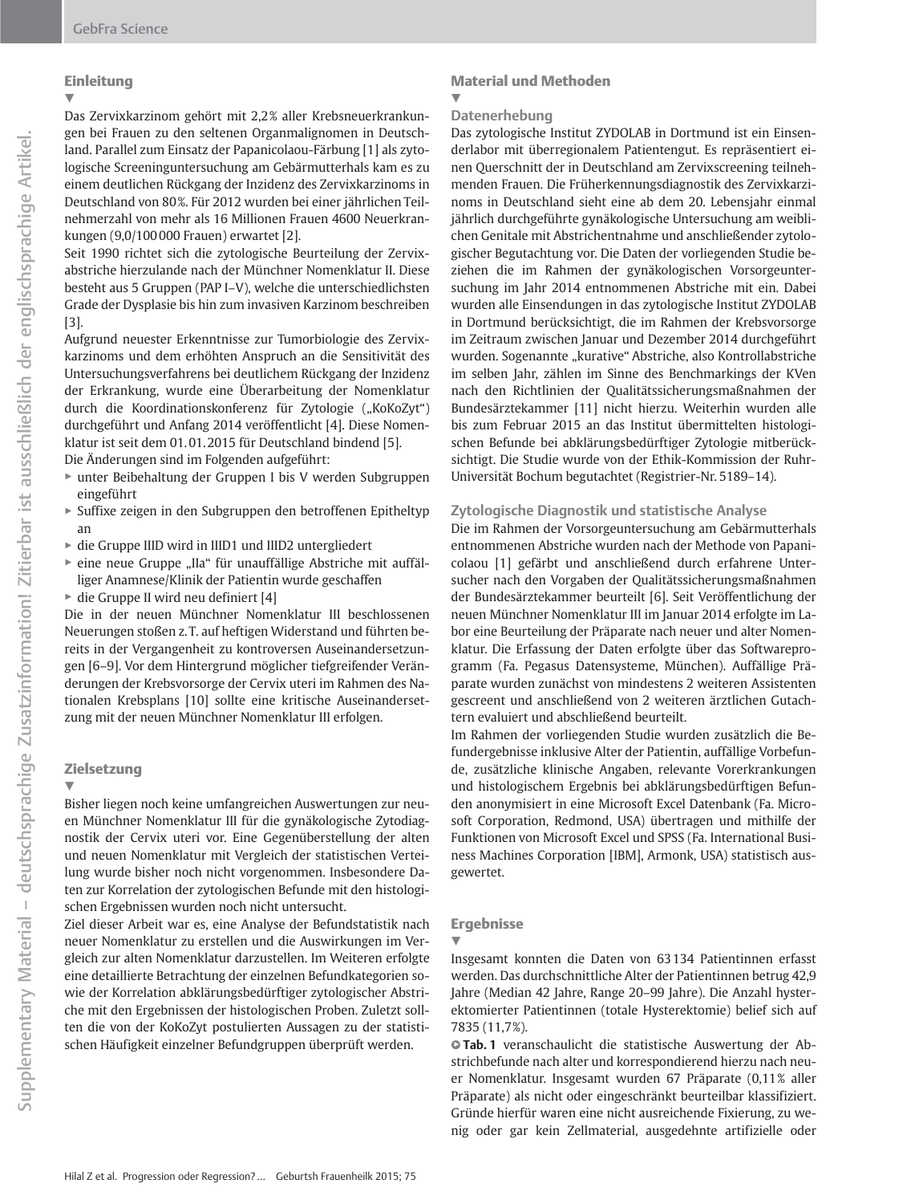## Einleitung

Das Zervixkarzinom gehört mit 2,2 % aller Krebsneuerkrankungen bei Frauen zu den seltenen Organmalignomen in Deutschland. Parallel zum Einsatz der Papanicolaou-Färbung [1] als zytologische Screeninguntersuchung am Gebärmutterhals kam es zu einem deutlichen Rückgang der Inzidenz des Zervixkarzinoms in Deutschland von 80 %. Für 2012 wurden bei einer jährlichen Teilnehmerzahl von mehr als 16 Millionen Frauen 4600 Neuerkrankungen (9,0/100 000 Frauen) erwartet [2].

Seit 1990 richtet sich die zytologische Beurteilung der Zervixabstriche hierzulande nach der Münchner Nomenklatur II. Diese besteht aus 5 Gruppen (PAP I–V), welche die unterschiedlichsten Grade der Dysplasie bis hin zum invasiven Karzinom beschreiben [3].

Aufgrund neuester Erkenntnisse zur Tumorbiologie des Zervixkarzinoms und dem erhöhten Anspruch an die Sensitivität des Untersuchungsverfahrens bei deutlichem Rückgang der Inzidenz der Erkrankung, wurde eine Überarbeitung der Nomenklatur durch die Koordinationskonferenz für Zytologie („KoKoZyt") durchgeführt und Anfang 2014 veröffentlicht [4]. Diese Nomenklatur ist seit dem 01.01.2015 für Deutschland bindend [5].

Die Änderungen sind im Folgenden aufgeführt:

- unter Beibehaltung der Gruppen I bis V werden Subgruppen eingeführt
- Suffixe zeigen in den Subgruppen den betroffenen Epitheltyp an
- die Gruppe IIID wird in IIID1 und IIID2 untergliedert
- eine neue Gruppe „IIa" für unauffällige Abstriche mit auffälliger Anamnese/Klinik der Patientin wurde geschaffen
- die Gruppe II wird neu definiert [4]

Die in der neuen Münchner Nomenklatur III beschlossenen Neuerungen stoßen z. T. auf heftigen Widerstand und führten bereits in der Vergangenheit zu kontroversen Auseinandersetzungen [6–9]. Vor dem Hintergrund möglicher tiefgreifender Veränderungen der Krebsvorsorge der Cervix uteri im Rahmen des Nationalen Krebsplans [10] sollte eine kritische Auseinandersetzung mit der neuen Münchner Nomenklatur III erfolgen.

## Zielsetzung

Bisher liegen noch keine umfangreichen Auswertungen zur neuen Münchner Nomenklatur III für die gynäkologische Zytodiagnostik der Cervix uteri vor. Eine Gegenüberstellung der alten und neuen Nomenklatur mit Vergleich der statistischen Verteilung wurde bisher noch nicht vorgenommen. Insbesondere Daten zur Korrelation der zytologischen Befunde mit den histologischen Ergebnissen wurden noch nicht untersucht.

Ziel dieser Arbeit war es, eine Analyse der Befundstatistik nach neuer Nomenklatur zu erstellen und die Auswirkungen im Vergleich zur alten Nomenklatur darzustellen. Im Weiteren erfolgte eine detaillierte Betrachtung der einzelnen Befundkategorien sowie der Korrelation abklärungsbedürftiger zytologischer Abstriche mit den Ergebnissen der histologischen Proben. Zuletzt sollten die von der KoKoZyt postulierten Aussagen zu der statistischen Häufigkeit einzelner Befundgruppen überprüft werden.

## Material und Methoden

### Datenerhebung

Das zytologische Institut ZYDOLAB in Dortmund ist ein Einsenderlabor mit überregionalem Patientengut. Es repräsentiert einen Querschnitt der in Deutschland am Zervixscreening teilnehmenden Frauen. Die Früherkennungsdiagnostik des Zervixkarzinoms in Deutschland sieht eine ab dem 20. Lebensjahr einmal jährlich durchgeführte gynäkologische Untersuchung am weiblichen Genitale mit Abstrichentnahme und anschließender zytologischer Begutachtung vor. Die Daten der vorliegenden Studie beziehen die im Rahmen der gynäkologischen Vorsorgeuntersuchung im Jahr 2014 entnommenen Abstriche mit ein. Dabei wurden alle Einsendungen in das zytologische Institut ZYDOLAB in Dortmund berücksichtigt, die im Rahmen der Krebsvorsorge im Zeitraum zwischen Januar und Dezember 2014 durchgeführt wurden. Sogenannte „kurative" Abstriche, also Kontrollabstriche im selben Jahr, zählen im Sinne des Benchmarkings der KVen nach den Richtlinien der Qualitätssicherungsmaßnahmen der Bundesärztekammer [11] nicht hierzu. Weiterhin wurden alle bis zum Februar 2015 an das Institut übermittelten histologischen Befunde bei abklärungsbedürftiger Zytologie mitberücksichtigt. Die Studie wurde von der Ethik-Kommission der Ruhr-Universität Bochum begutachtet (Registrier-Nr. 5189–14).

### Zytologische Diagnostik und statistische Analyse

Die im Rahmen der Vorsorgeuntersuchung am Gebärmutterhals entnommenen Abstriche wurden nach der Methode von Papanicolaou [1] gefärbt und anschließend durch erfahrene Untersucher nach den Vorgaben der Qualitätssicherungsmaßnahmen der Bundesärztekammer beurteilt [6]. Seit Veröffentlichung der neuen Münchner Nomenklatur III im Januar 2014 erfolgte im Labor eine Beurteilung der Präparate nach neuer und alter Nomenklatur. Die Erfassung der Daten erfolgte über das Softwareprogramm (Fa. Pegasus Datensysteme, München). Auffällige Präparate wurden zunächst von mindestens 2 weiteren Assistenten gescreent und anschließend von 2 weiteren ärztlichen Gutachtern evaluiert und abschließend beurteilt.

Im Rahmen der vorliegenden Studie wurden zusätzlich die Befundergebnisse inklusive Alter der Patientin, auffällige Vorbefunde, zusätzliche klinische Angaben, relevante Vorerkrankungen und histologischem Ergebnis bei abklärungsbedürftigen Befunden anonymisiert in eine Microsoft Excel Datenbank (Fa. Microsoft Corporation, Redmond, USA) übertragen und mithilfe der Funktionen von Microsoft Excel und SPSS (Fa. International Business Machines Corporation [IBM], Armonk, USA) statistisch ausgewertet.

## Ergebnisse

Insgesamt konnten die Daten von 63 134 Patientinnen erfasst werden. Das durchschnittliche Alter der Patientinnen betrug 42,9 Jahre (Median 42 Jahre, Range 20–99 Jahre). Die Anzahl hysterektomierter Patientinnen (totale Hysterektomie) belief sich auf 7835 (11,7 %).

**Tab. 1** veranschaulicht die statistische Auswertung der Abstrichbefunde nach alter und korrespondierend hierzu nach neuer Nomenklatur. Insgesamt wurden 67 Präparate (0,11 % aller Präparate) als nicht oder eingeschränkt beurteilbar klassifiziert. Gründe hierfür waren eine nicht ausreichende Fixierung, zu wenig oder gar kein Zellmaterial, ausgedehnte artifizielle oder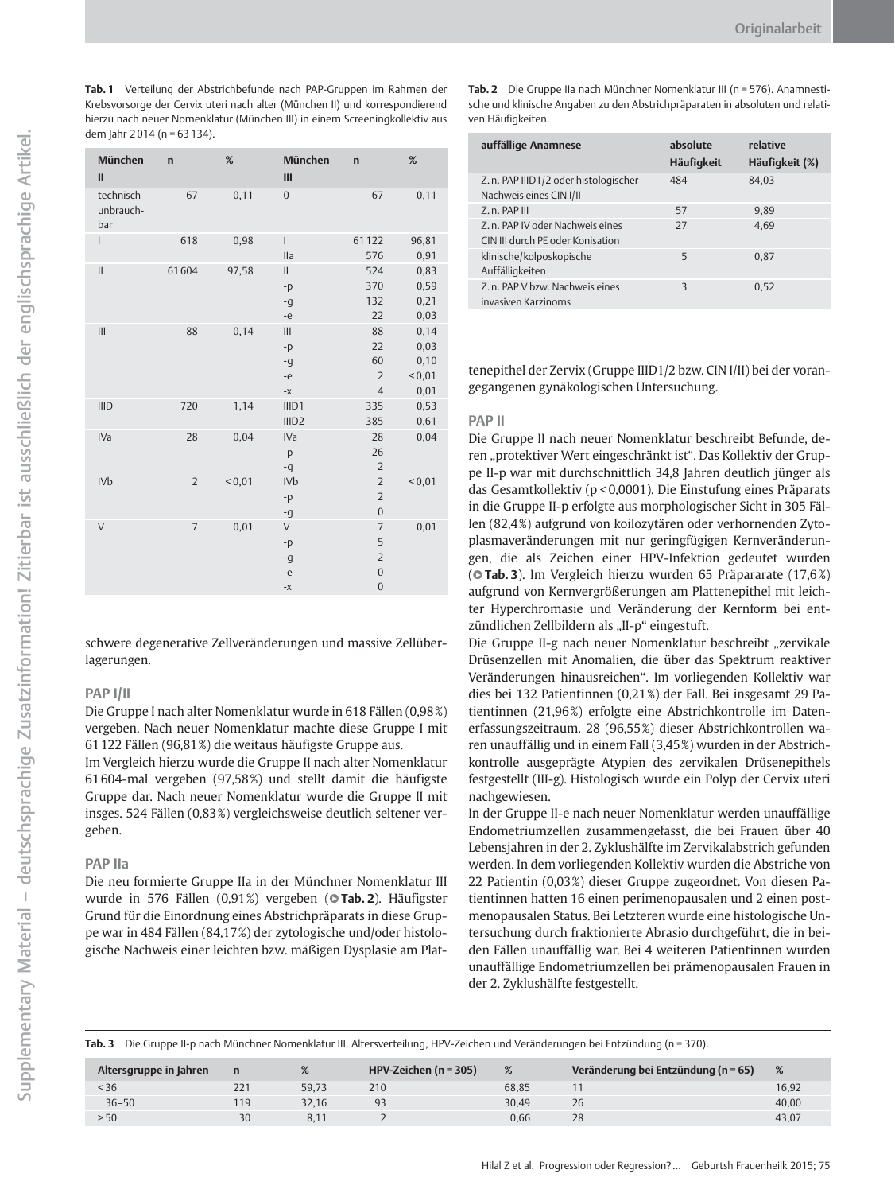**Tab. 1** Verteilung der Abstrichbefunde nach PAP-Gruppen im Rahmen der Krebsvorsorge der Cervix uteri nach alter (München II) und korrespondierend hierzu nach neuer Nomenklatur (München III) in einem Screeningkollektiv aus dem Jahr 2014 (n = 63 134).

| München II | n | % | München III | n | % |
|---|---|---|---|---|---|
| technisch unbrauchbar | 67 | 0,11 | 0 | 67 | 0,11 |
| I | 618 | 0,98 | I | 61 122 | 96,81 |
| | | | IIa | 576 | 0,91 |
| II | 61 604 | 97,58 | II | 524 | 0,83 |
| | | | -p | 370 | 0,59 |
| | | | -g | 132 | 0,21 |
| | | | -e | 22 | 0,03 |
| III | 88 | 0,14 | III | 88 | 0,14 |
| | | | -p | 22 | 0,03 |
| | | | -g | 60 | 0,10 |
| | | | -e | 2 | < 0,01 |
| | | | -x | 4 | 0,01 |
| IIID | 720 | 1,14 | IIID1 | 335 | 0,53 |
| | | | IIID2 | 385 | 0,61 |
| IVa | 28 | 0,04 | IVa | 28 | 0,04 |
| | | | -p | 26 | |
| | | | -g | 2 | |
| IVb | 2 | < 0,01 | IVb | 2 | < 0,01 |
| | | | -p | 2 | |
| | | | -g | 0 | |
| V | 7 | 0,01 | V | 7 | 0,01 |
| | | | -p | 5 | |
| | | | -g | 2 | |
| | | | -e | 0 | |
| | | | -x | 0 | |

schwere degenerative Zellveränderungen und massive Zellüberlagerungen.

## PAP I/II

Die Gruppe I nach alter Nomenklatur wurde in 618 Fällen (0,98 %) vergeben. Nach neuer Nomenklatur machte diese Gruppe I mit 61 122 Fällen (96,81 %) die weitaus häufigste Gruppe aus.

Im Vergleich hierzu wurde die Gruppe II nach alter Nomenklatur 61 604-mal vergeben (97,58 %) und stellt damit die häufigste Gruppe dar. Nach neuer Nomenklatur wurde die Gruppe II mit insges. 524 Fällen (0,83 %) vergleichsweise deutlich seltener vergeben.

## PAP IIa

Die neu formierte Gruppe IIa in der Münchner Nomenklatur III wurde in 576 Fällen (0,91 %) vergeben (Tab. 2). Häufigster Grund für die Einordnung eines Abstrichpräparats in diese Gruppe war in 484 Fällen (84,17 %) der zytologische und/oder histologische Nachweis einer leichten bzw. mäßigen Dysplasie am Plattenepithel der Zervix (Gruppe IIID1/2 bzw. CIN I/II) bei der vorangegangenen gynäkologischen Untersuchung.

**Tab. 2** Die Gruppe IIa nach Münchner Nomenklatur III (n = 576). Anamnestische und klinische Angaben zu den Abstrichpräparaten in absoluten und relativen Häufigkeiten.

| auffällige Anamnese | absolute Häufigkeit | relative Häufigkeit (%) |
|---|---|---|
| Z. n. PAP IIID1/2 oder histologischer Nachweis eines CIN I/II | 484 | 84,03 |
| Z. n. PAP III | 57 | 9,89 |
| Z. n. PAP IV oder Nachweis eines CIN III durch PE oder Konisation | 27 | 4,69 |
| klinische/kolposkopische Auffälligkeiten | 5 | 0,87 |
| Z. n. PAP V bzw. Nachweis eines invasiven Karzinoms | 3 | 0,52 |

## PAP II

Die Gruppe II nach neuer Nomenklatur beschreibt Befunde, deren „protektiver Wert eingeschränkt ist". Das Kollektiv der Gruppe II-p war mit durchschnittlich 34,8 Jahren deutlich jünger als das Gesamtkollektiv ($p < 0{,}0001$). Die Einstufung eines Präparats in die Gruppe II-p erfolgte aus morphologischer Sicht in 305 Fällen (82,4 %) aufgrund von koilozytären oder verhornenden Zytoplasmaveränderungen mit nur geringfügigen Kernveränderungen, die als Zeichen einer HPV-Infektion gedeutet wurden (Tab. 3). Im Vergleich hierzu wurden 65 Präpararate (17,6 %) aufgrund von Kernvergrößerungen am Plattenepithel mit leichter Hyperchromasie und Veränderung der Kernform bei entzündlichen Zellbildern als „II-p" eingestuft.

Die Gruppe II-g nach neuer Nomenklatur beschreibt „zervikale Drüsenzellen mit Anomalien, die über das Spektrum reaktiver Veränderungen hinausreichen". Im vorliegenden Kollektiv war dies bei 132 Patientinnen (0,21 %) der Fall. Bei insgesamt 29 Patientinnen (21,96 %) erfolgte eine Abstrichkontrolle im Datenerfassungszeitraum. 28 (96,55 %) dieser Abstrichkontrollen waren unauffällig und in einem Fall (3,45 %) wurden in der Abstrichkontrolle ausgeprägte Atypien des zervikalen Drüsenepithels festgestellt (III-g). Histologisch wurde ein Polyp der Cervix uteri nachgewiesen.

In der Gruppe II-e nach neuer Nomenklatur werden unauffällige Endometriumzellen zusammengefasst, die bei Frauen über 40 Lebensjahren in der 2. Zyklushälfte im Zervikalabstrich gefunden werden. In dem vorliegenden Kollektiv wurden die Abstriche von 22 Patientin (0,03 %) dieser Gruppe zugeordnet. Von diesen Patientinnen hatten 16 einen perimenopausalen und 2 einen postmenopausalen Status. Bei Letzteren wurde eine histologische Untersuchung durch fraktionierte Abrasio durchgeführt, die in beiden Fällen unauffällig war. Bei 4 weiteren Patientinnen wurden unauffällige Endometriumzellen bei prämenopausalen Frauen in der 2. Zyklushälfte festgestellt.

**Tab. 3** Die Gruppe II-p nach Münchner Nomenklatur III. Altersverteilung, HPV-Zeichen und Veränderungen bei Entzündung (n = 370).

| Altersgruppe in Jahren | n | % | HPV-Zeichen (n = 305) | % | Veränderung bei Entzündung (n = 65) | % |
|---|---|---|---|---|---|---|
| < 36 | 221 | 59,73 | 210 | 68,85 | 11 | 16,92 |
| 36–50 | 119 | 32,16 | 93 | 30,49 | 26 | 40,00 |
| > 50 | 30 | 8,11 | 2 | 0,66 | 28 | 43,07 |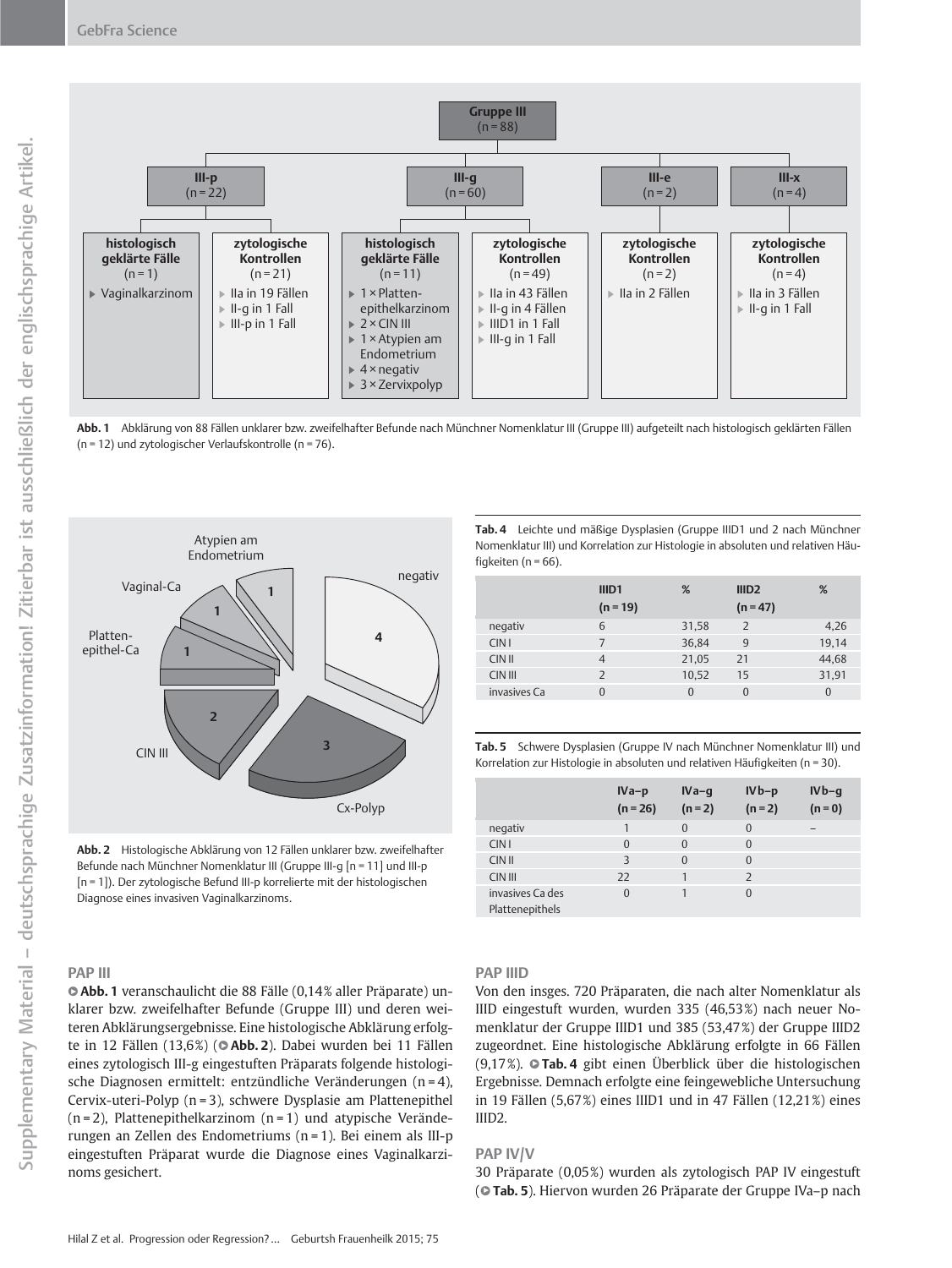**Gruppe III** (n = 88)

- **III-p** (n = 22)
  - **histologisch geklärte Fälle** (n = 1)
    - Vaginalkarzinom
  - **zytologische Kontrollen** (n = 21)
    - IIa in 19 Fällen
    - II-g in 1 Fall
    - III-p in 1 Fall
- **III-g** (n = 60)
  - **histologisch geklärte Fälle** (n = 11)
    - 1 × Plattenepithelkarzinom
    - 2 × CIN III
    - 1 × Atypien am Endometrium
    - 4 × negativ
    - 3 × Zervixpolyp
  - **zytologische Kontrollen** (n = 49)
    - IIa in 43 Fällen
    - II-g in 4 Fällen
    - IIID1 in 1 Fall
    - III-g in 1 Fall
- **III-e** (n = 2)
  - **zytologische Kontrollen** (n = 2)
    - IIa in 2 Fällen
- **III-x** (n = 4)
  - **zytologische Kontrollen** (n = 4)
    - IIa in 3 Fällen
    - II-g in 1 Fall

**Abb. 1** Abklärung von 88 Fällen unklarer bzw. zweifelhafter Befunde nach Münchner Nomenklatur III (Gruppe III) aufgeteilt nach histologisch geklärten Fällen (n = 12) und zytologischer Verlaufskontrolle (n = 76).

Atypien am Endometrium: 1; negativ: 4; Vaginal-Ca: 1; Plattenepithel-Ca: 1; CIN III: 2; Cx-Polyp: 3

**Abb. 2** Histologische Abklärung von 12 Fällen unklarer bzw. zweifelhafter Befunde nach Münchner Nomenklatur III (Gruppe III-g [n = 11] und III-p [n = 1]). Der zytologische Befund III-p korrelierte mit der histologischen Diagnose eines invasiven Vaginalkarzinoms.

**Tab. 4** Leichte und mäßige Dysplasien (Gruppe IIID1 und 2 nach Münchner Nomenklatur III) und Korrelation zur Histologie in absoluten und relativen Häufigkeiten (n = 66).

| | IIID1 (n = 19) | % | IIID2 (n = 47) | % |
|---|---|---|---|---|
| negativ | 6 | 31,58 | 2 | 4,26 |
| CIN I | 7 | 36,84 | 9 | 19,14 |
| CIN II | 4 | 21,05 | 21 | 44,68 |
| CIN III | 2 | 10,52 | 15 | 31,91 |
| invasives Ca | 0 | 0 | 0 | 0 |

**Tab. 5** Schwere Dysplasien (Gruppe IV nach Münchner Nomenklatur III) und Korrelation zur Histologie in absoluten und relativen Häufigkeiten (n = 30).

| | IVa–p (n = 26) | IVa–g (n = 2) | IVb–p (n = 2) | IVb–g (n = 0) |
|---|---|---|---|---|
| negativ | 1 | 0 | 0 | – |
| CIN I | 0 | 0 | 0 | |
| CIN II | 3 | 0 | 0 | |
| CIN III | 22 | 1 | 2 | |
| invasives Ca des Plattenepithels | 0 | 1 | 0 | |

### PAP III

**Abb. 1** veranschaulicht die 88 Fälle (0,14% aller Präparate) unklarer bzw. zweifelhafter Befunde (Gruppe III) und deren weiteren Abklärungsergebnisse. Eine histologische Abklärung erfolgte in 12 Fällen (13,6%) (**Abb. 2**). Dabei wurden bei 11 Fällen eines zytologisch III-g eingestuften Präparats folgende histologische Diagnosen ermittelt: entzündliche Veränderungen (n = 4), Cervix-uteri-Polyp (n = 3), schwere Dysplasie am Plattenepithel (n = 2), Plattenepithelkarzinom (n = 1) und atypische Veränderungen an Zellen des Endometriums (n = 1). Bei einem als III-p eingestuften Präparat wurde die Diagnose eines Vaginalkarzinoms gesichert.

### PAP IIID

Von den insges. 720 Präparaten, die nach alter Nomenklatur als IIID eingestuft wurden, wurden 335 (46,53%) nach neuer Nomenklatur der Gruppe IIID1 und 385 (53,47%) der Gruppe IIID2 zugeordnet. Eine histologische Abklärung erfolgte in 66 Fällen (9,17%). **Tab. 4** gibt einen Überblick über die histologischen Ergebnisse. Demnach erfolgte eine feingewebliche Untersuchung in 19 Fällen (5,67%) eines IIID1 und in 47 Fällen (12,21%) eines IIID2.

### PAP IV/V

30 Präparate (0,05%) wurden als zytologisch PAP IV eingestuft (**Tab. 5**). Hiervon wurden 26 Präparate der Gruppe IVa–p nach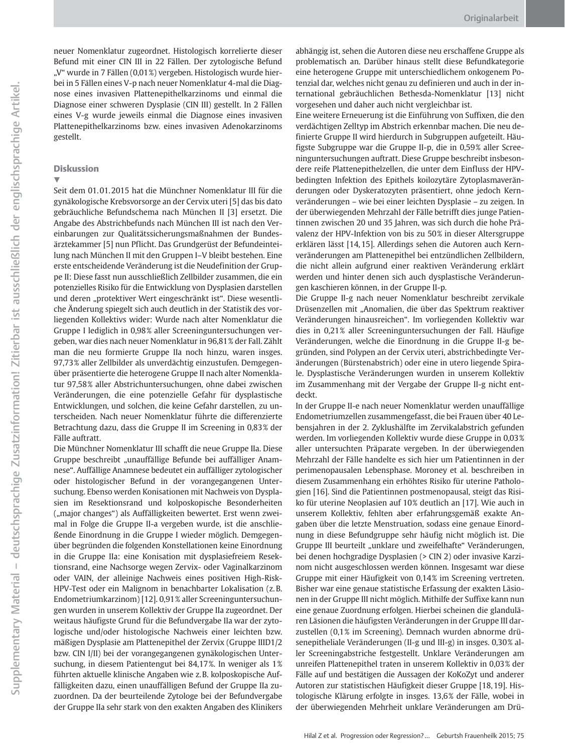neuer Nomenklatur zugeordnet. Histologisch korrelierte dieser Befund mit einer CIN III in 22 Fällen. Der zytologische Befund „V" wurde in 7 Fällen (0,01%) vergeben. Histologisch wurde hierbei in 5 Fällen eines V-p nach neuer Nomenklatur 4-mal die Diagnose eines invasiven Plattenepithelkarzinoms und einmal die Diagnose einer schweren Dysplasie (CIN III) gestellt. In 2 Fällen eines V-g wurde jeweils einmal die Diagnose eines invasiven Plattenepithelkarzinoms bzw. eines invasiven Adenokarzinoms gestellt.

## Diskussion

Seit dem 01.01.2015 hat die Münchner Nomenklatur III für die gynäkologische Krebsvorsorge an der Cervix uteri [5] das bis dato gebräuchliche Befundschema nach München II [3] ersetzt. Die Angabe des Abstrichbefunds nach München III ist nach den Vereinbarungen zur Qualitätssicherungsmaßnahmen der Bundesärztekammer [5] nun Pflicht. Das Grundgerüst der Befundeinteilung nach München II mit den Gruppen I–V bleibt bestehen. Eine erste entscheidende Veränderung ist die Neudefinition der Gruppe II: Diese fasst nun ausschließlich Zellbilder zusammen, die ein potenzielles Risiko für die Entwicklung von Dysplasien darstellen und deren „protektiver Wert eingeschränkt ist". Diese wesentliche Änderung spiegelt sich auch deutlich in der Statistik des vorliegenden Kollektivs wider: Wurde nach alter Nomenklatur die Gruppe I lediglich in 0,98% aller Screeninguntersuchungen vergeben, war dies nach neuer Nomenklatur in 96,81% der Fall. Zählt man die neu formierte Gruppe IIa noch hinzu, waren insgs. 97,73% aller Zellbilder als unverdächtig einzustufen. Demgegenüber präsentierte die heterogene Gruppe II nach alter Nomenklatur 97,58% aller Abstrichuntersuchungen, ohne dabei zwischen Veränderungen, die eine potenzielle Gefahr für dysplastische Entwicklungen, und solchen, die keine Gefahr darstellen, zu unterscheiden. Nach neuer Nomenklatur führte die differenzierte Betrachtung dazu, dass die Gruppe II im Screening in 0,83% der Fälle auftrat.

Die Münchner Nomenklatur III schafft die neue Gruppe IIa. Diese Gruppe beschreibt „unauffällige Befunde bei auffälliger Anamnese". Auffällige Anamnese bedeutet ein auffälliger zytologischer oder histologischer Befund in der vorangegangenen Untersuchung. Ebenso werden Konisationen mit Nachweis von Dysplasien im Resektionsrand und kolposkopische Besonderheiten („major changes") als Auffälligkeiten bewertet. Erst wenn zweimal in Folge die Gruppe II-a vergeben wurde, ist die anschließende Einordnung in die Gruppe I wieder möglich. Demgegenüber begründen die folgenden Konstellationen keine Einordnung in die Gruppe IIa: eine Konisation mit dysplasiefreiem Resektionsrand, eine Nachsorge wegen Zervix- oder Vaginalkarzinom oder VAIN, der alleinige Nachweis eines positiven High-Risk-HPV-Test oder ein Malignom in benachbarter Lokalisation (z.B. Endometriumkarzinom) [12]. 0,91% aller Screeninguntersuchungen wurden in unserem Kollektiv der Gruppe IIa zugeordnet. Der weitaus häufigste Grund für die Befundvergabe IIa war der zytologische und/oder histologische Nachweis einer leichten bzw. mäßigen Dysplasie am Plattenepithel der Zervix (Gruppe IIID1/2 bzw. CIN I/II) bei der vorangegangenen gynäkologischen Untersuchung, in diesem Patientengut bei 84,17%. In weniger als 1% führten aktuelle klinische Angaben wie z.B. kolposkopische Auffälligkeiten dazu, einen unauffälligen Befund der Gruppe IIa zuzuordnen. Da der beurteilende Zytologe bei der Befundvergabe der Gruppe IIa sehr stark von den exakten Angaben des Klinikers abhängig ist, sehen die Autoren diese neu erschaffene Gruppe als problematisch an. Darüber hinaus stellt diese Befundkategorie eine heterogene Gruppe mit unterschiedlichem onkogenem Potenzial dar, welches nicht genau zu definieren und auch in der international gebräuchlichen Bethesda-Nomenklatur [13] nicht vorgesehen und daher auch nicht vergleichbar ist.

Eine weitere Erneuerung ist die Einführung von Suffixen, die den verdächtigen Zelltyp im Abstrich erkennbar machen. Die neu definierte Gruppe II wird hierdurch in Subgruppen aufgeteilt. Häufigste Subgruppe war die Gruppe II-p, die in 0,59% aller Screeninguntersuchungen auftrat. Diese Gruppe beschreibt insbesondere reife Plattenepithelzellen, die unter dem Einfluss der HPV-bedingten Infektion des Epithels koilozytäre Zytoplasmaveränderungen oder Dyskeratozyten präsentiert, ohne jedoch Kernveränderungen – wie bei einer leichten Dysplasie – zu zeigen. In der überwiegenden Mehrzahl der Fälle betrifft dies junge Patientinnen zwischen 20 und 35 Jahren, was sich durch die hohe Prävalenz der HPV-Infektion von bis zu 50% in dieser Altersgruppe erklären lässt [14,15]. Allerdings sehen die Autoren auch Kernveränderungen am Plattenepithel bei entzündlichen Zellbildern, die nicht allein aufgrund einer reaktiven Veränderung erklärt werden und hinter denen sich auch dysplastische Veränderungen kaschieren können, in der Gruppe II-p.

Die Gruppe II-g nach neuer Nomenklatur beschreibt zervikale Drüsenzellen mit „Anomalien, die über das Spektrum reaktiver Veränderungen hinausreichen". Im vorliegenden Kollektiv war dies in 0,21% aller Screeninguntersuchungen der Fall. Häufige Veränderungen, welche die Einordnung in die Gruppe II-g begründen, sind Polypen an der Cervix uteri, abstrichbedingte Veränderungen (Bürstenabstrich) oder eine in utero liegende Spirale. Dysplastische Veränderungen wurden in unserem Kollektiv im Zusammenhang mit der Vergabe der Gruppe II-g nicht entdeckt.

In der Gruppe II-e nach neuer Nomenklatur werden unauffällige Endometriumzellen zusammengefasst, die bei Frauen über 40 Lebensjahren in der 2. Zyklushälfte im Zervikalabstrich gefunden werden. Im vorliegenden Kollektiv wurde diese Gruppe in 0,03% aller untersuchten Präparate vergeben. In der überwiegenden Mehrzahl der Fälle handelte es sich hier um Patientinnen in der perimenopausalen Lebensphase. Moroney et al. beschreiben in diesem Zusammenhang ein erhöhtes Risiko für uterine Pathologien [16]. Sind die Patientinnen postmenopausal, steigt das Risiko für uterine Neoplasien auf 10% deutlich an [17]. Wie auch in unserem Kollektiv, fehlten aber erfahrungsgemäß exakte Angaben über die letzte Menstruation, sodass eine genaue Einordnung in diese Befundgruppe sehr häufig nicht möglich ist. Die Gruppe III beurteilt „unklare und zweifelhafte" Veränderungen, bei denen hochgradige Dysplasien (> CIN 2) oder invasive Karzinom nicht ausgeschlossen werden können. Insgesamt war diese Gruppe mit einer Häufigkeit von 0,14% im Screening vertreten. Bisher war eine genaue statistische Erfassung der exakten Läsionen in der Gruppe III nicht möglich. Mithilfe der Suffixe kann nun eine genaue Zuordnung erfolgen. Hierbei scheinen die glandulären Läsionen die häufigsten Veränderungen in der Gruppe III darzustellen (0,1% im Screening). Demnach wurden abnorme drüsenepitheliale Veränderungen (II-g und III-g) in insgs. 0,30% aller Screeningabstriche festgestellt. Unklare Veränderungen am unreifen Plattenepithel traten in unserem Kollektiv in 0,03% der Fälle auf und bestätigen die Aussagen der KoKoZyt und anderer Autoren zur statistischen Häufigkeit dieser Gruppe [18,19]. Histologische Klärung erfolgte in insgs. 13,6% der Fälle, wobei in der überwiegenden Mehrheit unklare Veränderungen am Drü-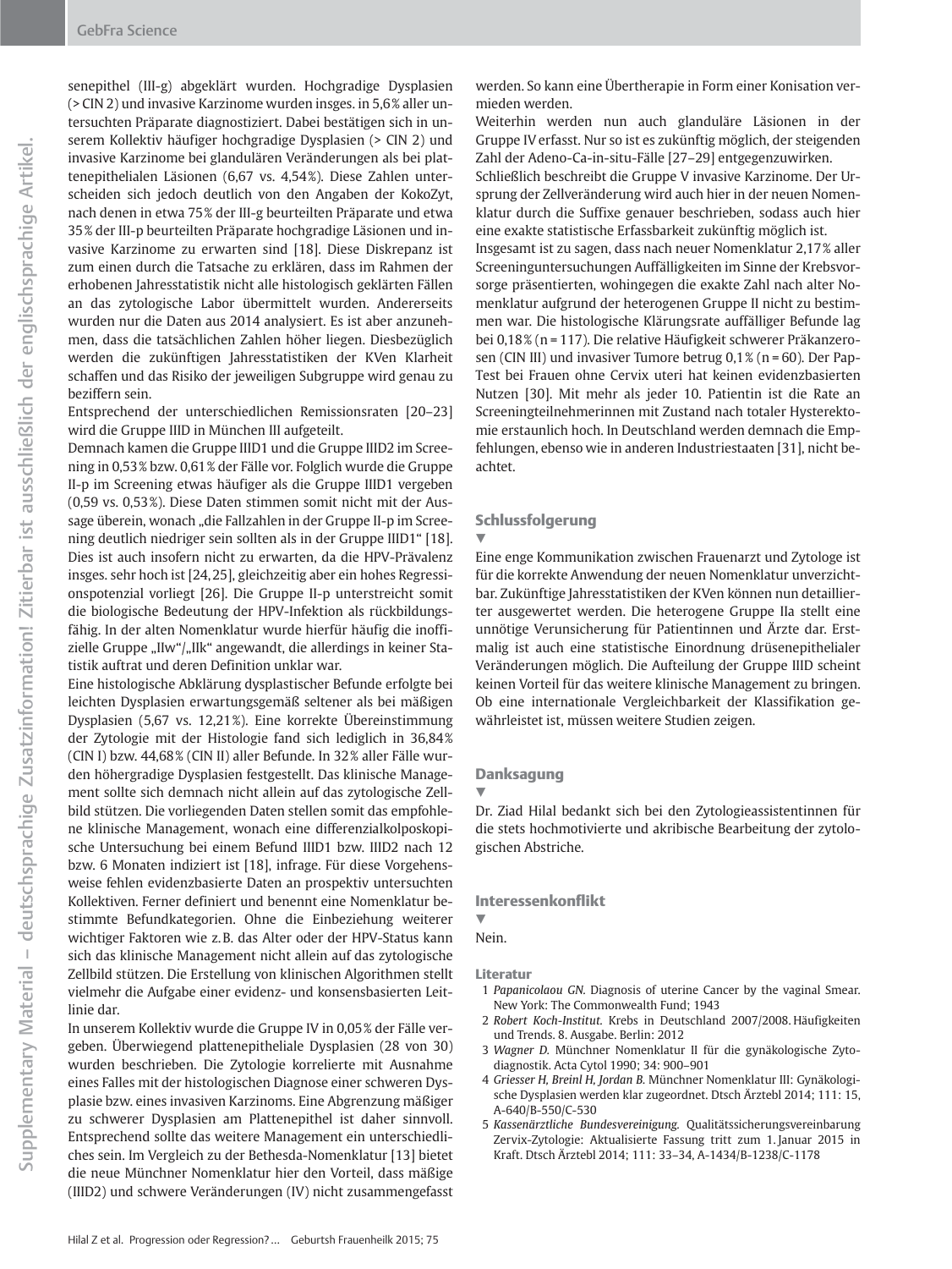senepithel (III-g) abgeklärt wurden. Hochgradige Dysplasien (> CIN 2) und invasive Karzinome wurden insges. in 5,6 % aller untersuchten Präparate diagnostiziert. Dabei bestätigen sich in unserem Kollektiv häufiger hochgradige Dysplasien (> CIN 2) und invasive Karzinome bei glandulären Veränderungen als bei plattenepithelialen Läsionen (6,67 vs. 4,54 %). Diese Zahlen unterscheiden sich jedoch deutlich von den Angaben der KokoZyt, nach denen in etwa 75 % der III-g beurteilten Präparate und etwa 35 % der III-p beurteilten Präparate hochgradige Läsionen und invasive Karzinome zu erwarten sind [18]. Diese Diskrepanz ist zum einen durch die Tatsache zu erklären, dass im Rahmen der erhobenen Jahresstatistik nicht alle histologisch geklärten Fällen an das zytologische Labor übermittelt wurden. Andererseits wurden nur die Daten aus 2014 analysiert. Es ist aber anzunehmen, dass die tatsächlichen Zahlen höher liegen. Diesbezüglich werden die zukünftigen Jahresstatistiken der KVen Klarheit schaffen und das Risiko der jeweiligen Subgruppe wird genau zu beziffern sein.

Entsprechend der unterschiedlichen Remissionsraten [20–23] wird die Gruppe IIID in München III aufgeteilt.

Demnach kamen die Gruppe IIID1 und die Gruppe IIID2 im Screening in 0,53 % bzw. 0,61 % der Fälle vor. Folglich wurde die Gruppe II-p im Screening etwas häufiger als die Gruppe IIID1 vergeben (0,59 vs. 0,53 %). Diese Daten stimmen somit nicht mit der Aussage überein, wonach „die Fallzahlen in der Gruppe II-p im Screening deutlich niedriger sein sollten als in der Gruppe IIID1" [18]. Dies ist auch insofern nicht zu erwarten, da die HPV-Prävalenz insges. sehr hoch ist [24, 25], gleichzeitig aber ein hohes Regressionspotenzial vorliegt [26]. Die Gruppe II-p unterstreicht somit die biologische Bedeutung der HPV-Infektion als rückbildungsfähig. In der alten Nomenklatur wurde hierfür häufig die inoffizielle Gruppe „IIw"/„IIk" angewandt, die allerdings in keiner Statistik auftrat und deren Definition unklar war.

Eine histologische Abklärung dysplastischer Befunde erfolgte bei leichten Dysplasien erwartungsgemäß seltener als bei mäßigen Dysplasien (5,67 vs. 12,21 %). Eine korrekte Übereinstimmung der Zytologie mit der Histologie fand sich lediglich in 36,84 % (CIN I) bzw. 44,68 % (CIN II) aller Befunde. In 32 % aller Fälle wurden höhergradige Dysplasien festgestellt. Das klinische Management sollte sich demnach nicht allein auf das zytologische Zellbild stützen. Die vorliegenden Daten stellen somit das empfohlene klinische Management, wonach eine differenzialkolposkopische Untersuchung bei einem Befund IIID1 bzw. IIID2 nach 12 bzw. 6 Monaten indiziert ist [18], infrage. Für diese Vorgehensweise fehlen evidenzbasierte Daten an prospektiv untersuchten Kollektiven. Ferner definiert und benennt eine Nomenklatur bestimmte Befundkategorien. Ohne die Einbeziehung weiterer wichtiger Faktoren wie z. B. das Alter oder der HPV-Status kann sich das klinische Management nicht allein auf das zytologische Zellbild stützen. Die Erstellung von klinischen Algorithmen stellt vielmehr die Aufgabe einer evidenz- und konsensbasierten Leitlinie dar.

In unserem Kollektiv wurde die Gruppe IV in 0,05 % der Fälle vergeben. Überwiegend plattenepitheliale Dysplasien (28 von 30) wurden beschrieben. Die Zytologie korrelierte mit Ausnahme eines Falles mit der histologischen Diagnose einer schweren Dysplasie bzw. eines invasiven Karzinoms. Eine Abgrenzung mäßiger zu schwerer Dysplasie am Plattenepithel ist daher sinnvoll. Entsprechend sollte das weitere Management ein unterschiedliches sein. Im Vergleich zu der Bethesda-Nomenklatur [13] bietet die neue Münchner Nomenklatur hier den Vorteil, dass mäßige (IIID2) und schwere Veränderungen (IV) nicht zusammengefasst werden. So kann eine Übertherapie in Form einer Konisation vermieden werden.

Weiterhin werden nun auch glanduläre Läsionen in der Gruppe IV erfasst. Nur so ist es zukünftig möglich, der steigenden Zahl der Adeno-Ca-in-situ-Fälle [27–29] entgegenzuwirken.

Schließlich beschreibt die Gruppe V invasive Karzinome. Der Ursprung der Zellveränderung wird auch hier in der neuen Nomenklatur durch die Suffixe genauer beschrieben, sodass auch hier eine exakte statistische Erfassbarkeit zukünftig möglich ist.

Insgesamt ist zu sagen, dass nach neuer Nomenklatur 2,17 % aller Screeninguntersuchungen Auffälligkeiten im Sinne der Krebsvorsorge präsentierten, wohingegen die exakte Zahl nach alter Nomenklatur aufgrund der heterogenen Gruppe II nicht zu bestimmen war. Die histologische Klärungsrate auffälliger Befunde lag bei 0,18 % (n = 117). Die relative Häufigkeit schwerer Präkanzerosen (CIN III) und invasiver Tumore betrug 0,1 % (n = 60). Der Pap-Test bei Frauen ohne Cervix uteri hat keinen evidenzbasierten Nutzen [30]. Mit mehr als jeder 10. Patientin ist die Rate an Screeningteilnehmerinnen mit Zustand nach totaler Hysterektomie erstaunlich hoch. In Deutschland werden demnach die Empfehlungen, ebenso wie in anderen Industriestaaten [31], nicht beachtet.

## Schlussfolgerung

Eine enge Kommunikation zwischen Frauenarzt und Zytologe ist für die korrekte Anwendung der neuen Nomenklatur unverzichtbar. Zukünftige Jahresstatistiken der KVen können nun detaillierter ausgewertet werden. Die heterogene Gruppe IIa stellt eine unnötige Verunsicherung für Patientinnen und Ärzte dar. Erstmalig ist auch eine statistische Einordnung drüsenepithelialer Veränderungen möglich. Die Aufteilung der Gruppe IIID scheint keinen Vorteil für das weitere klinische Management zu bringen. Ob eine internationale Vergleichbarkeit der Klassifikation gewährleistet ist, müssen weitere Studien zeigen.

## Danksagung

Dr. Ziad Hilal bedankt sich bei den Zytologieassistentinnen für die stets hochmotivierte und akribische Bearbeitung der zytologischen Abstriche.

## Interessenkonflikt

Nein.

### Literatur

1 *Papanicolaou GN.* Diagnosis of uterine Cancer by the vaginal Smear. New York: The Commonwealth Fund; 1943

2 *Robert Koch-Institut.* Krebs in Deutschland 2007/2008. Häufigkeiten und Trends. 8. Ausgabe. Berlin: 2012

3 *Wagner D.* Münchner Nomenklatur II für die gynäkologische Zytodiagnostik. Acta Cytol 1990; 34: 900–901

4 *Griesser H, Breinl H, Jordan B.* Münchner Nomenklatur III: Gynäkologische Dysplasien werden klar zugeordnet. Dtsch Ärztebl 2014; 111: 15, A-640/B-550/C-530

5 *Kassenärztliche Bundesvereinigung.* Qualitätssicherungsvereinbarung Zervix-Zytologie: Aktualisierte Fassung tritt zum 1. Januar 2015 in Kraft. Dtsch Ärztebl 2014; 111: 33–34, A-1434/B-1238/C-1178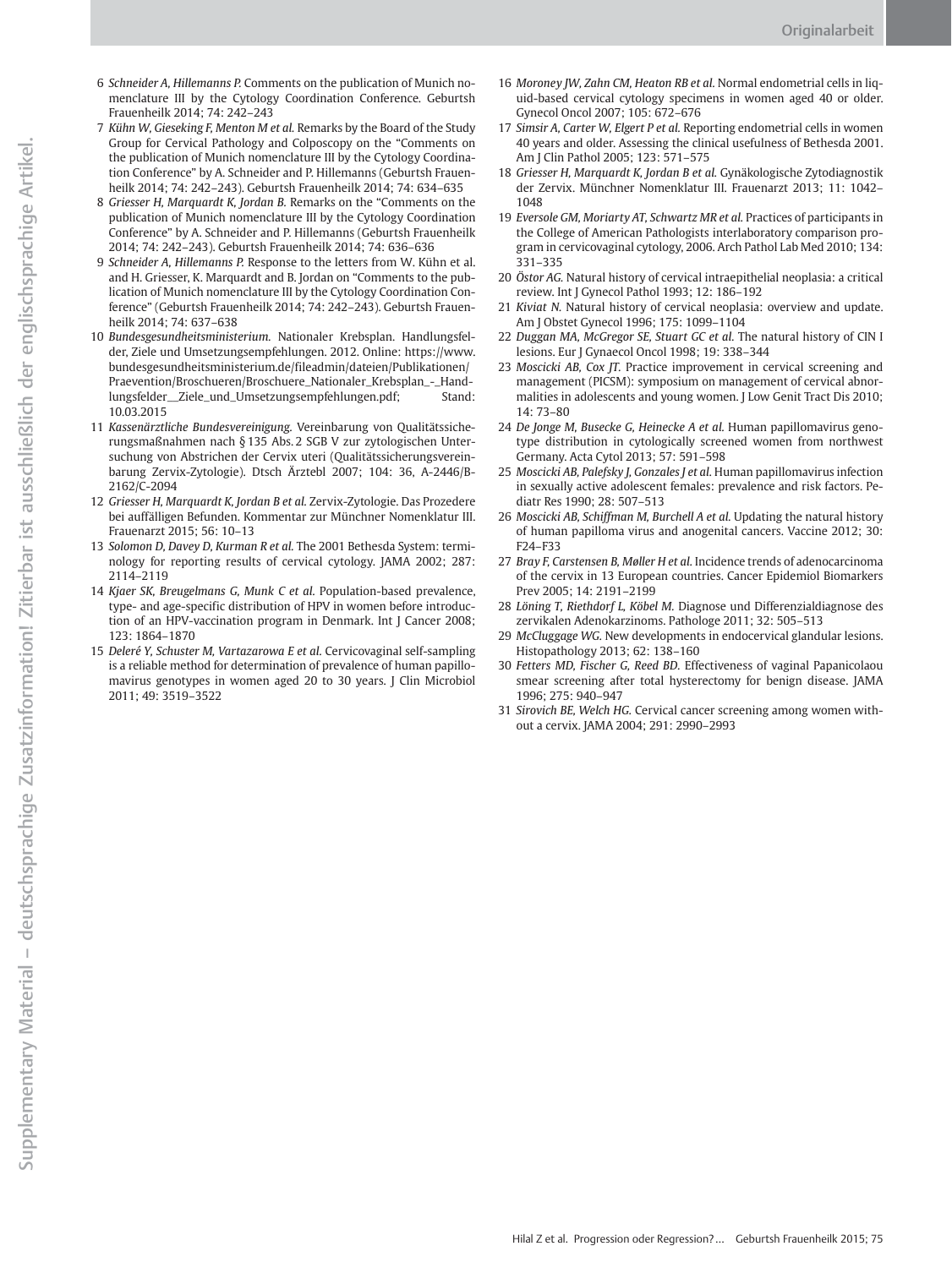6 *Schneider A, Hillemanns P.* Comments on the publication of Munich nomenclature III by the Cytology Coordination Conference. Geburtsh Frauenheilk 2014; 74: 242–243

7 *Kühn W, Gieseking F, Menton M et al.* Remarks by the Board of the Study Group for Cervical Pathology and Colposcopy on the "Comments on the publication of Munich nomenclature III by the Cytology Coordination Conference" by A. Schneider and P. Hillemanns (Geburtsh Frauenheilk 2014; 74: 242–243). Geburtsh Frauenheilk 2014; 74: 634–635

8 *Griesser H, Marquardt K, Jordan B.* Remarks on the "Comments on the publication of Munich nomenclature III by the Cytology Coordination Conference" by A. Schneider and P. Hillemanns (Geburtsh Frauenheilk 2014; 74: 242–243). Geburtsh Frauenheilk 2014; 74: 636–636

9 *Schneider A, Hillemanns P.* Response to the letters from W. Kühn et al. and H. Griesser, K. Marquardt and B. Jordan on "Comments to the publication of Munich nomenclature III by the Cytology Coordination Conference" (Geburtsh Frauenheilk 2014; 74: 242–243). Geburtsh Frauenheilk 2014; 74: 637–638

10 *Bundesgesundheitsministerium.* Nationaler Krebsplan. Handlungsfelder, Ziele und Umsetzungsempfehlungen. 2012. Online: https://www.bundesgesundheitsministerium.de/fileadmin/dateien/Publikationen/Praevention/Broschueren/Broschuere_Nationaler_Krebsplan_-_Handlungsfelder__Ziele_und_Umsetzungsempfehlungen.pdf; Stand: 10.03.2015

11 *Kassenärztliche Bundesvereinigung.* Vereinbarung von Qualitätssicherungsmaßnahmen nach § 135 Abs. 2 SGB V zur zytologischen Untersuchung von Abstrichen der Cervix uteri (Qualitätssicherungsvereinbarung Zervix-Zytologie). Dtsch Ärztebl 2007; 104: 36, A-2446/B-2162/C-2094

12 *Griesser H, Marquardt K, Jordan B et al.* Zervix-Zytologie. Das Prozedere bei auffälligen Befunden. Kommentar zur Münchner Nomenklatur III. Frauenarzt 2015; 56: 10–13

13 *Solomon D, Davey D, Kurman R et al.* The 2001 Bethesda System: terminology for reporting results of cervical cytology. JAMA 2002; 287: 2114–2119

14 *Kjaer SK, Breugelmans G, Munk C et al.* Population-based prevalence, type- and age-specific distribution of HPV in women before introduction of an HPV-vaccination program in Denmark. Int J Cancer 2008; 123: 1864–1870

15 *Deleré Y, Schuster M, Vartazarowa E et al.* Cervicovaginal self-sampling is a reliable method for determination of prevalence of human papillomavirus genotypes in women aged 20 to 30 years. J Clin Microbiol 2011; 49: 3519–3522

16 *Moroney JW, Zahn CM, Heaton RB et al.* Normal endometrial cells in liquid-based cervical cytology specimens in women aged 40 or older. Gynecol Oncol 2007; 105: 672–676

17 *Simsir A, Carter W, Elgert P et al.* Reporting endometrial cells in women 40 years and older. Assessing the clinical usefulness of Bethesda 2001. Am J Clin Pathol 2005; 123: 571–575

18 *Griesser H, Marquardt K, Jordan B et al.* Gynäkologische Zytodiagnostik der Zervix. Münchner Nomenklatur III. Frauenarzt 2013; 11: 1042–1048

19 *Eversole GM, Moriarty AT, Schwartz MR et al.* Practices of participants in the College of American Pathologists interlaboratory comparison program in cervicovaginal cytology, 2006. Arch Pathol Lab Med 2010; 134: 331–335

20 *Östor AG.* Natural history of cervical intraepithelial neoplasia: a critical review. Int J Gynecol Pathol 1993; 12: 186–192

21 *Kiviat N.* Natural history of cervical neoplasia: overview and update. Am J Obstet Gynecol 1996; 175: 1099–1104

22 *Duggan MA, McGregor SE, Stuart GC et al.* The natural history of CIN I lesions. Eur J Gynaecol Oncol 1998; 19: 338–344

23 *Moscicki AB, Cox JT.* Practice improvement in cervical screening and management (PICSM): symposium on management of cervical abnormalities in adolescents and young women. J Low Genit Tract Dis 2010; 14: 73–80

24 *De Jonge M, Busecke G, Heinecke A et al.* Human papillomavirus genotype distribution in cytologically screened women from northwest Germany. Acta Cytol 2013; 57: 591–598

25 *Moscicki AB, Palefsky J, Gonzales J et al.* Human papillomavirus infection in sexually active adolescent females: prevalence and risk factors. Pediatr Res 1990; 28: 507–513

26 *Moscicki AB, Schiffman M, Burchell A et al.* Updating the natural history of human papilloma virus and anogenital cancers. Vaccine 2012; 30: F24–F33

27 *Bray F, Carstensen B, Møller H et al.* Incidence trends of adenocarcinoma of the cervix in 13 European countries. Cancer Epidemiol Biomarkers Prev 2005; 14: 2191–2199

28 *Löning T, Riethdorf L, Köbel M.* Diagnose und Differenzialdiagnose des zervikalen Adenokarzinoms. Pathologe 2011; 32: 505–513

29 *McCluggage WG.* New developments in endocervical glandular lesions. Histopathology 2013; 62: 138–160

30 *Fetters MD, Fischer G, Reed BD.* Effectiveness of vaginal Papanicolaou smear screening after total hysterectomy for benign disease. JAMA 1996; 275: 940–947

31 *Sirovich BE, Welch HG.* Cervical cancer screening among women without a cervix. JAMA 2004; 291: 2990–2993